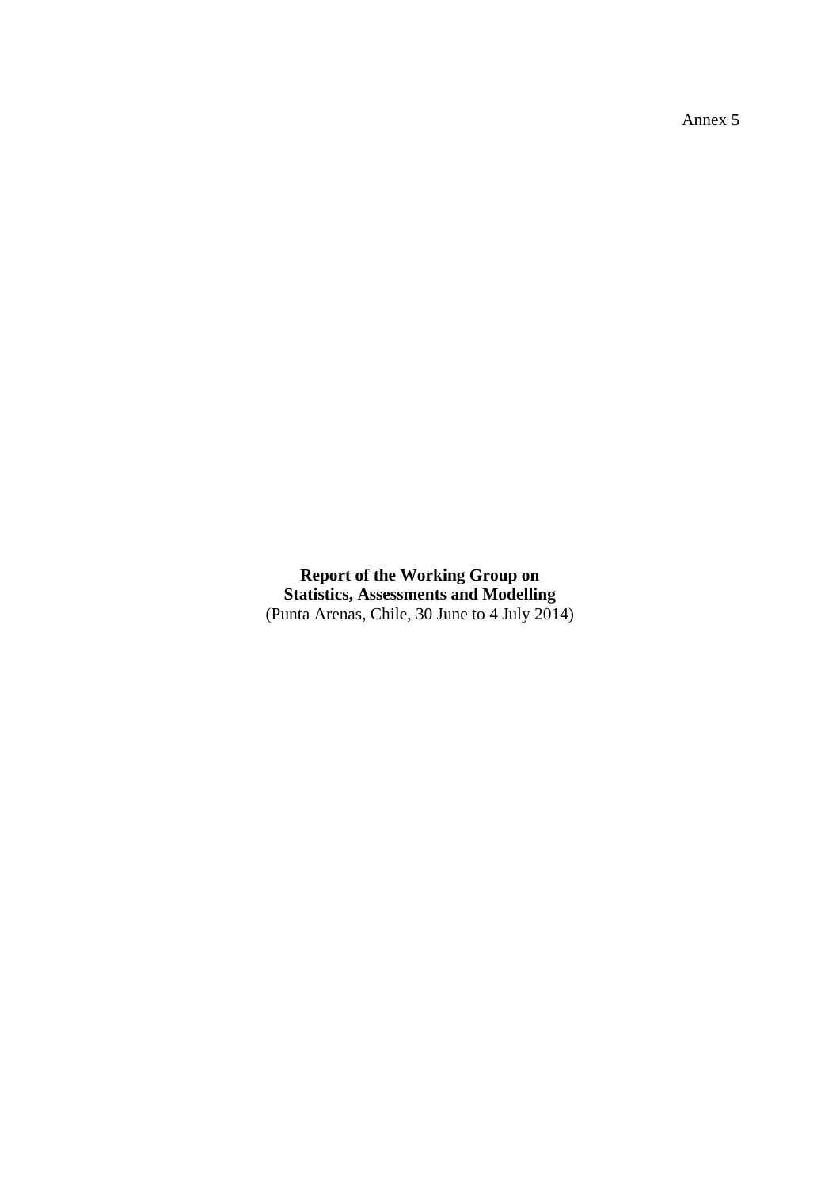Annex 5

**Report of the Working Group on Statistics, Assessments and Modelling**
(Punta Arenas, Chile, 30 June to 4 July 2014)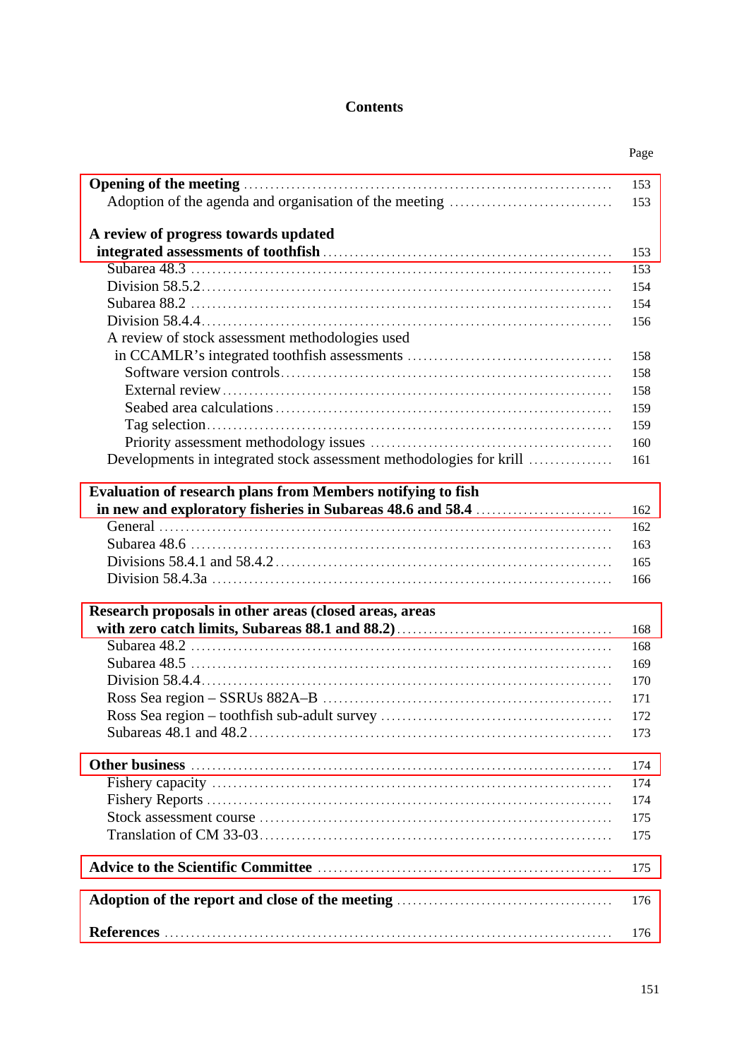# Contents

| | Page |
|---|---|
| **Opening of the meeting** | 153 |
| Adoption of the agenda and organisation of the meeting | 153 |
| **A review of progress towards updated integrated assessments of toothfish** | 153 |
| Subarea 48.3 | 153 |
| Division 58.5.2 | 154 |
| Subarea 88.2 | 154 |
| Division 58.4.4 | 156 |
| A review of stock assessment methodologies used in CCAMLR's integrated toothfish assessments | 158 |
| Software version controls | 158 |
| External review | 158 |
| Seabed area calculations | 159 |
| Tag selection | 159 |
| Priority assessment methodology issues | 160 |
| Developments in integrated stock assessment methodologies for krill | 161 |
| **Evaluation of research plans from Members notifying to fish in new and exploratory fisheries in Subareas 48.6 and 58.4** | 162 |
| General | 162 |
| Subarea 48.6 | 163 |
| Divisions 58.4.1 and 58.4.2 | 165 |
| Division 58.4.3a | 166 |
| **Research proposals in other areas (closed areas, areas with zero catch limits, Subareas 88.1 and 88.2)** | 168 |
| Subarea 48.2 | 168 |
| Subarea 48.5 | 169 |
| Division 58.4.4 | 170 |
| Ross Sea region – SSRUs 882A–B | 171 |
| Ross Sea region – toothfish sub-adult survey | 172 |
| Subareas 48.1 and 48.2 | 173 |
| **Other business** | 174 |
| Fishery capacity | 174 |
| Fishery Reports | 174 |
| Stock assessment course | 175 |
| Translation of CM 33-03 | 175 |
| **Advice to the Scientific Committee** | 175 |
| **Adoption of the report and close of the meeting** | 176 |
| **References** | 176 |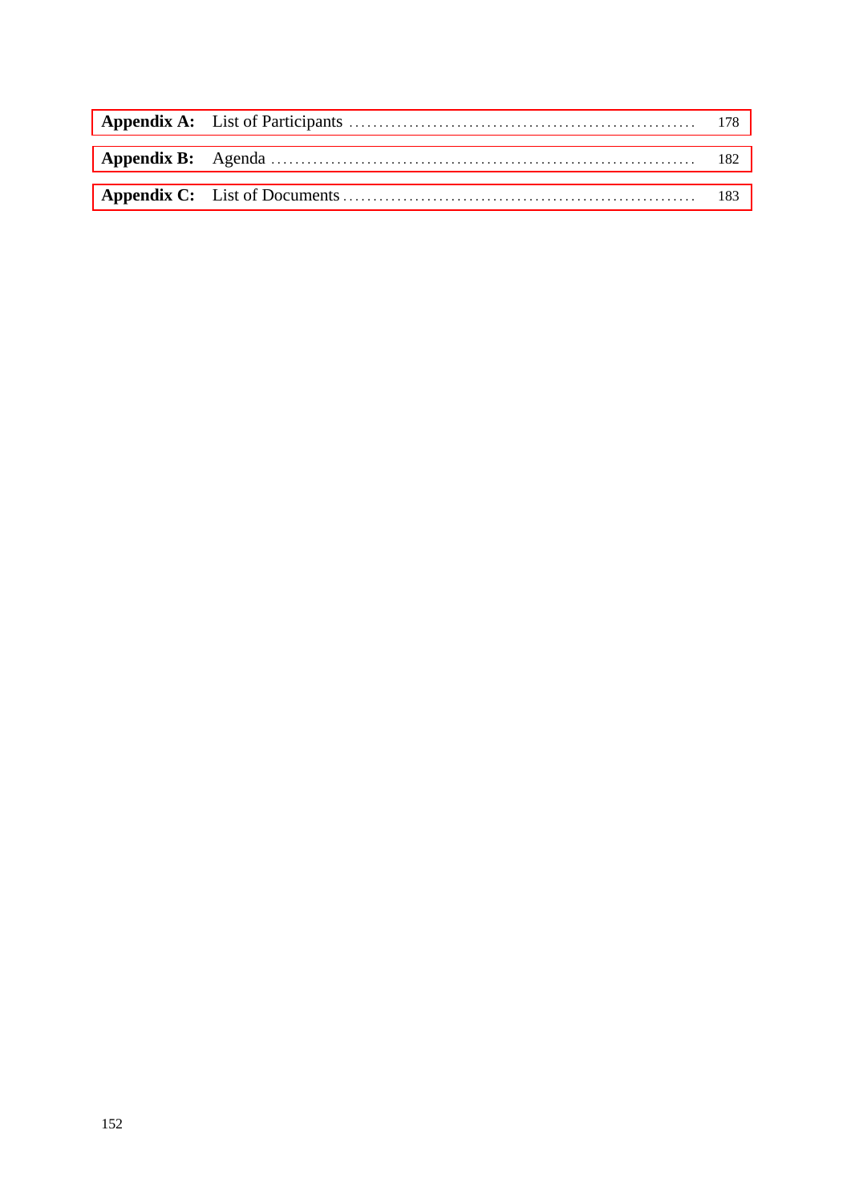**Appendix A:** List of Participants ........................................................ 178

**Appendix B:** Agenda ........................................................................ 182

**Appendix C:** List of Documents ......................................................... 183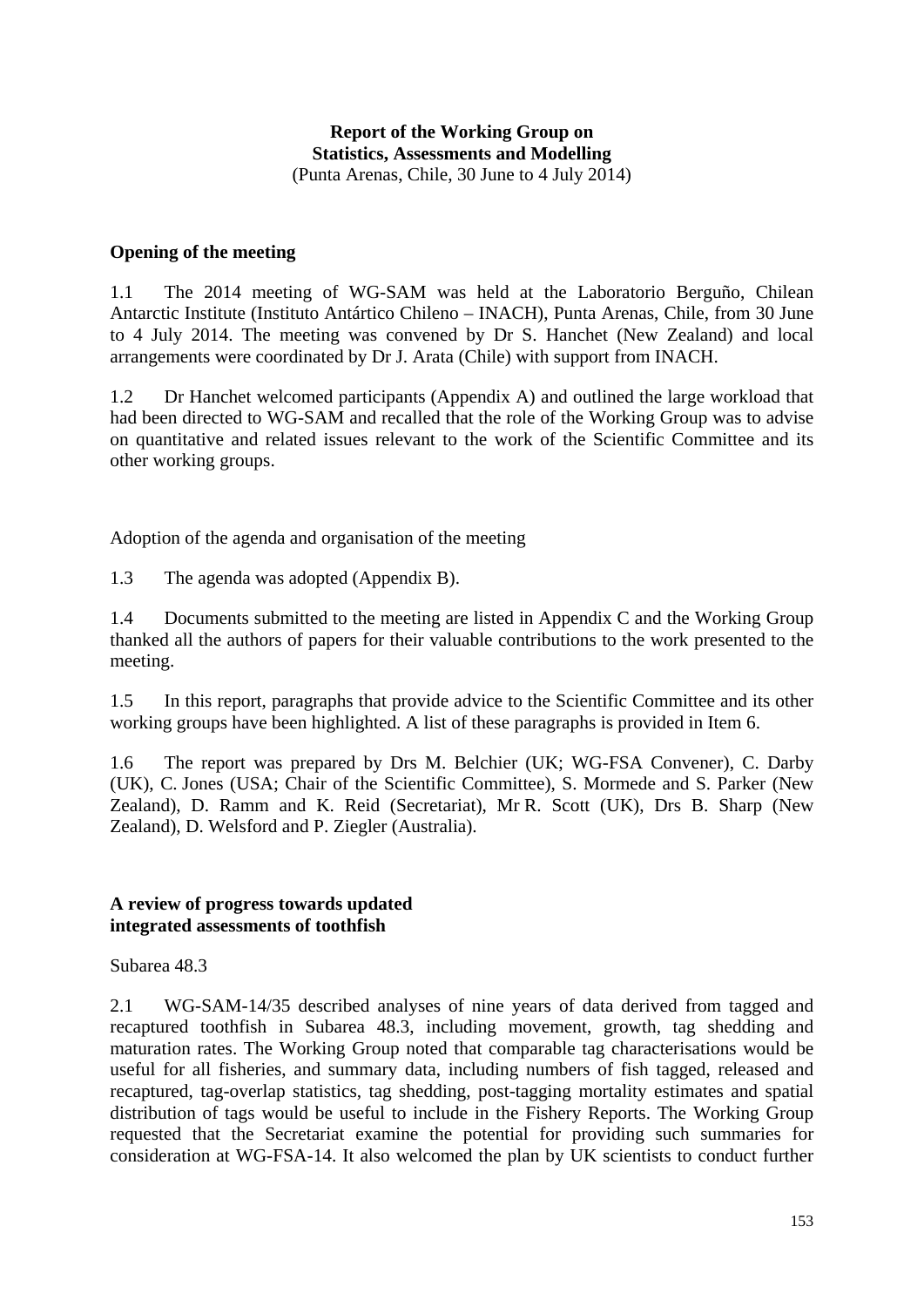**Report of the Working Group on**
**Statistics, Assessments and Modelling**
(Punta Arenas, Chile, 30 June to 4 July 2014)

## Opening of the meeting

1.1 The 2014 meeting of WG-SAM was held at the Laboratorio Berguño, Chilean Antarctic Institute (Instituto Antártico Chileno – INACH), Punta Arenas, Chile, from 30 June to 4 July 2014. The meeting was convened by Dr S. Hanchet (New Zealand) and local arrangements were coordinated by Dr J. Arata (Chile) with support from INACH.

1.2 Dr Hanchet welcomed participants (Appendix A) and outlined the large workload that had been directed to WG-SAM and recalled that the role of the Working Group was to advise on quantitative and related issues relevant to the work of the Scientific Committee and its other working groups.

### Adoption of the agenda and organisation of the meeting

1.3 The agenda was adopted (Appendix B).

1.4 Documents submitted to the meeting are listed in Appendix C and the Working Group thanked all the authors of papers for their valuable contributions to the work presented to the meeting.

1.5 In this report, paragraphs that provide advice to the Scientific Committee and its other working groups have been highlighted. A list of these paragraphs is provided in Item 6.

1.6 The report was prepared by Drs M. Belchier (UK; WG-FSA Convener), C. Darby (UK), C. Jones (USA; Chair of the Scientific Committee), S. Mormede and S. Parker (New Zealand), D. Ramm and K. Reid (Secretariat), Mr R. Scott (UK), Drs B. Sharp (New Zealand), D. Welsford and P. Ziegler (Australia).

## A review of progress towards updated integrated assessments of toothfish

### Subarea 48.3

2.1 WG-SAM-14/35 described analyses of nine years of data derived from tagged and recaptured toothfish in Subarea 48.3, including movement, growth, tag shedding and maturation rates. The Working Group noted that comparable tag characterisations would be useful for all fisheries, and summary data, including numbers of fish tagged, released and recaptured, tag-overlap statistics, tag shedding, post-tagging mortality estimates and spatial distribution of tags would be useful to include in the Fishery Reports. The Working Group requested that the Secretariat examine the potential for providing such summaries for consideration at WG-FSA-14. It also welcomed the plan by UK scientists to conduct further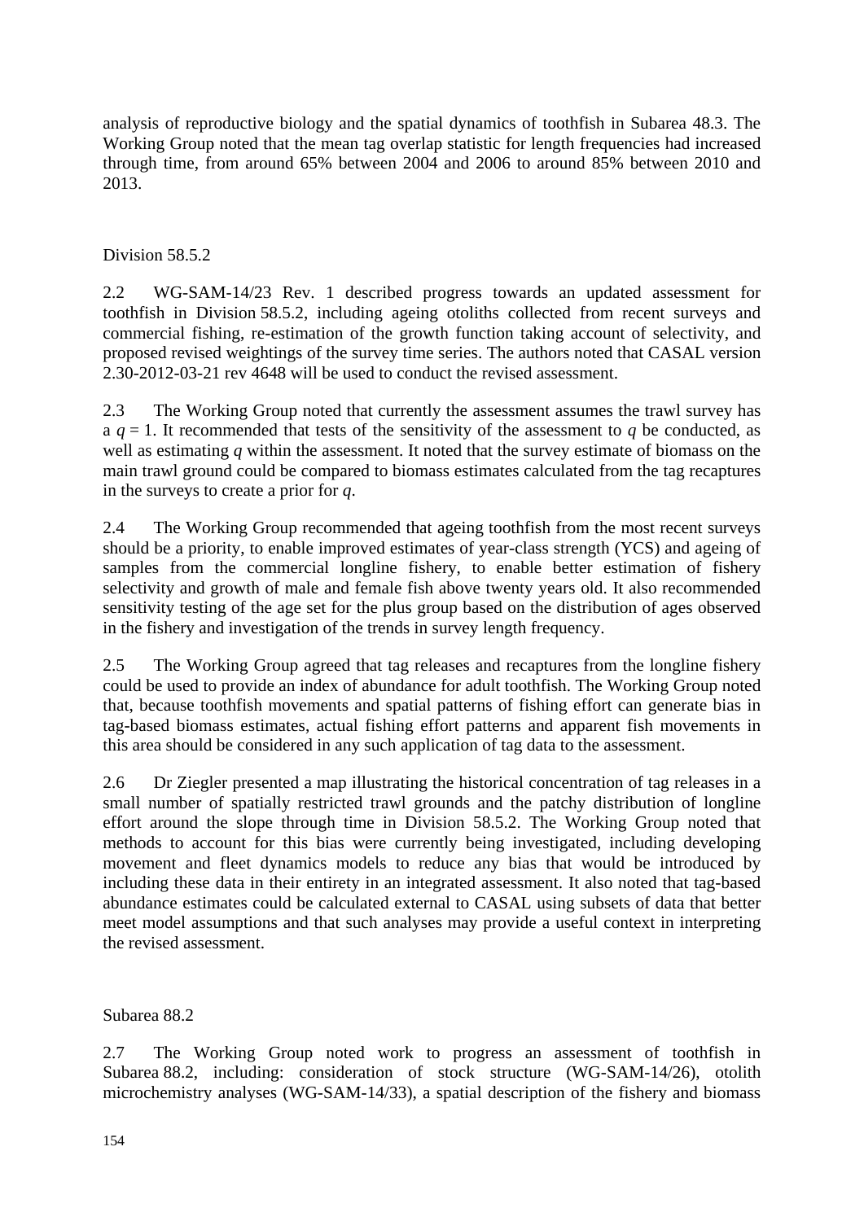analysis of reproductive biology and the spatial dynamics of toothfish in Subarea 48.3. The Working Group noted that the mean tag overlap statistic for length frequencies had increased through time, from around 65% between 2004 and 2006 to around 85% between 2010 and 2013.

### Division 58.5.2

2.2 WG-SAM-14/23 Rev. 1 described progress towards an updated assessment for toothfish in Division 58.5.2, including ageing otoliths collected from recent surveys and commercial fishing, re-estimation of the growth function taking account of selectivity, and proposed revised weightings of the survey time series. The authors noted that CASAL version 2.30-2012-03-21 rev 4648 will be used to conduct the revised assessment.

2.3 The Working Group noted that currently the assessment assumes the trawl survey has a $q = 1$. It recommended that tests of the sensitivity of the assessment to $q$ be conducted, as well as estimating $q$ within the assessment. It noted that the survey estimate of biomass on the main trawl ground could be compared to biomass estimates calculated from the tag recaptures in the surveys to create a prior for $q$.

2.4 The Working Group recommended that ageing toothfish from the most recent surveys should be a priority, to enable improved estimates of year-class strength (YCS) and ageing of samples from the commercial longline fishery, to enable better estimation of fishery selectivity and growth of male and female fish above twenty years old. It also recommended sensitivity testing of the age set for the plus group based on the distribution of ages observed in the fishery and investigation of the trends in survey length frequency.

2.5 The Working Group agreed that tag releases and recaptures from the longline fishery could be used to provide an index of abundance for adult toothfish. The Working Group noted that, because toothfish movements and spatial patterns of fishing effort can generate bias in tag-based biomass estimates, actual fishing effort patterns and apparent fish movements in this area should be considered in any such application of tag data to the assessment.

2.6 Dr Ziegler presented a map illustrating the historical concentration of tag releases in a small number of spatially restricted trawl grounds and the patchy distribution of longline effort around the slope through time in Division 58.5.2. The Working Group noted that methods to account for this bias were currently being investigated, including developing movement and fleet dynamics models to reduce any bias that would be introduced by including these data in their entirety in an integrated assessment. It also noted that tag-based abundance estimates could be calculated external to CASAL using subsets of data that better meet model assumptions and that such analyses may provide a useful context in interpreting the revised assessment.

### Subarea 88.2

2.7 The Working Group noted work to progress an assessment of toothfish in Subarea 88.2, including: consideration of stock structure (WG-SAM-14/26), otolith microchemistry analyses (WG-SAM-14/33), a spatial description of the fishery and biomass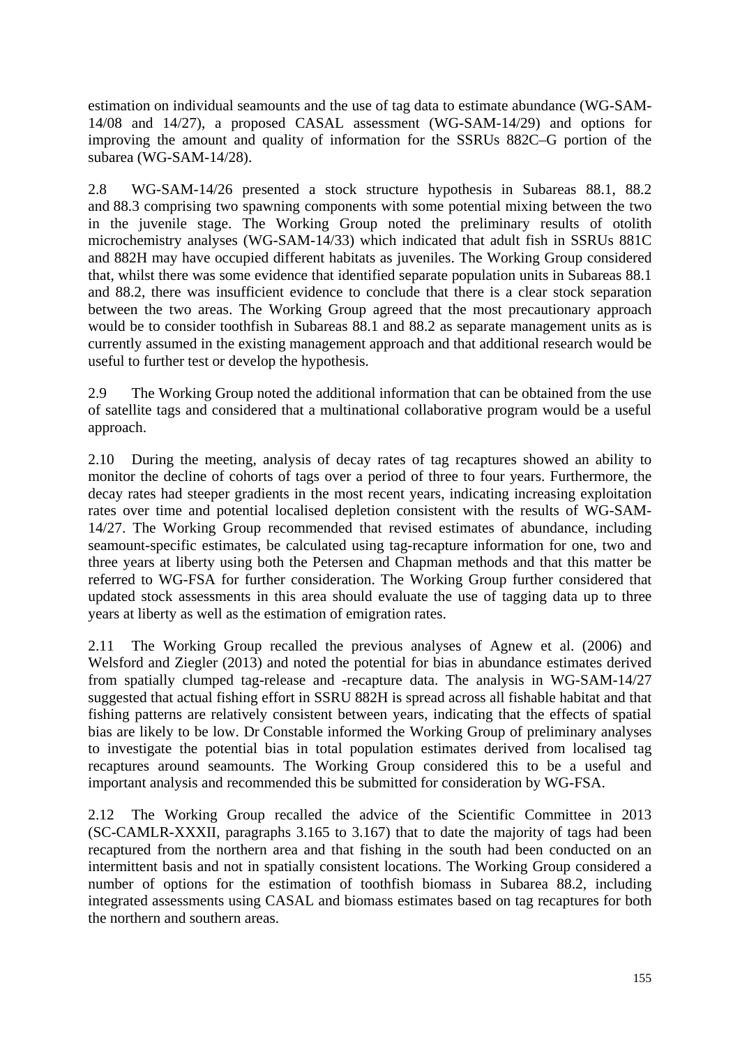estimation on individual seamounts and the use of tag data to estimate abundance (WG-SAM-14/08 and 14/27), a proposed CASAL assessment (WG-SAM-14/29) and options for improving the amount and quality of information for the SSRUs 882C–G portion of the subarea (WG-SAM-14/28).

2.8 WG-SAM-14/26 presented a stock structure hypothesis in Subareas 88.1, 88.2 and 88.3 comprising two spawning components with some potential mixing between the two in the juvenile stage. The Working Group noted the preliminary results of otolith microchemistry analyses (WG-SAM-14/33) which indicated that adult fish in SSRUs 881C and 882H may have occupied different habitats as juveniles. The Working Group considered that, whilst there was some evidence that identified separate population units in Subareas 88.1 and 88.2, there was insufficient evidence to conclude that there is a clear stock separation between the two areas. The Working Group agreed that the most precautionary approach would be to consider toothfish in Subareas 88.1 and 88.2 as separate management units as is currently assumed in the existing management approach and that additional research would be useful to further test or develop the hypothesis.

2.9 The Working Group noted the additional information that can be obtained from the use of satellite tags and considered that a multinational collaborative program would be a useful approach.

2.10 During the meeting, analysis of decay rates of tag recaptures showed an ability to monitor the decline of cohorts of tags over a period of three to four years. Furthermore, the decay rates had steeper gradients in the most recent years, indicating increasing exploitation rates over time and potential localised depletion consistent with the results of WG-SAM-14/27. The Working Group recommended that revised estimates of abundance, including seamount-specific estimates, be calculated using tag-recapture information for one, two and three years at liberty using both the Petersen and Chapman methods and that this matter be referred to WG-FSA for further consideration. The Working Group further considered that updated stock assessments in this area should evaluate the use of tagging data up to three years at liberty as well as the estimation of emigration rates.

2.11 The Working Group recalled the previous analyses of Agnew et al. (2006) and Welsford and Ziegler (2013) and noted the potential for bias in abundance estimates derived from spatially clumped tag-release and -recapture data. The analysis in WG-SAM-14/27 suggested that actual fishing effort in SSRU 882H is spread across all fishable habitat and that fishing patterns are relatively consistent between years, indicating that the effects of spatial bias are likely to be low. Dr Constable informed the Working Group of preliminary analyses to investigate the potential bias in total population estimates derived from localised tag recaptures around seamounts. The Working Group considered this to be a useful and important analysis and recommended this be submitted for consideration by WG-FSA.

2.12 The Working Group recalled the advice of the Scientific Committee in 2013 (SC-CAMLR-XXXII, paragraphs 3.165 to 3.167) that to date the majority of tags had been recaptured from the northern area and that fishing in the south had been conducted on an intermittent basis and not in spatially consistent locations. The Working Group considered a number of options for the estimation of toothfish biomass in Subarea 88.2, including integrated assessments using CASAL and biomass estimates based on tag recaptures for both the northern and southern areas.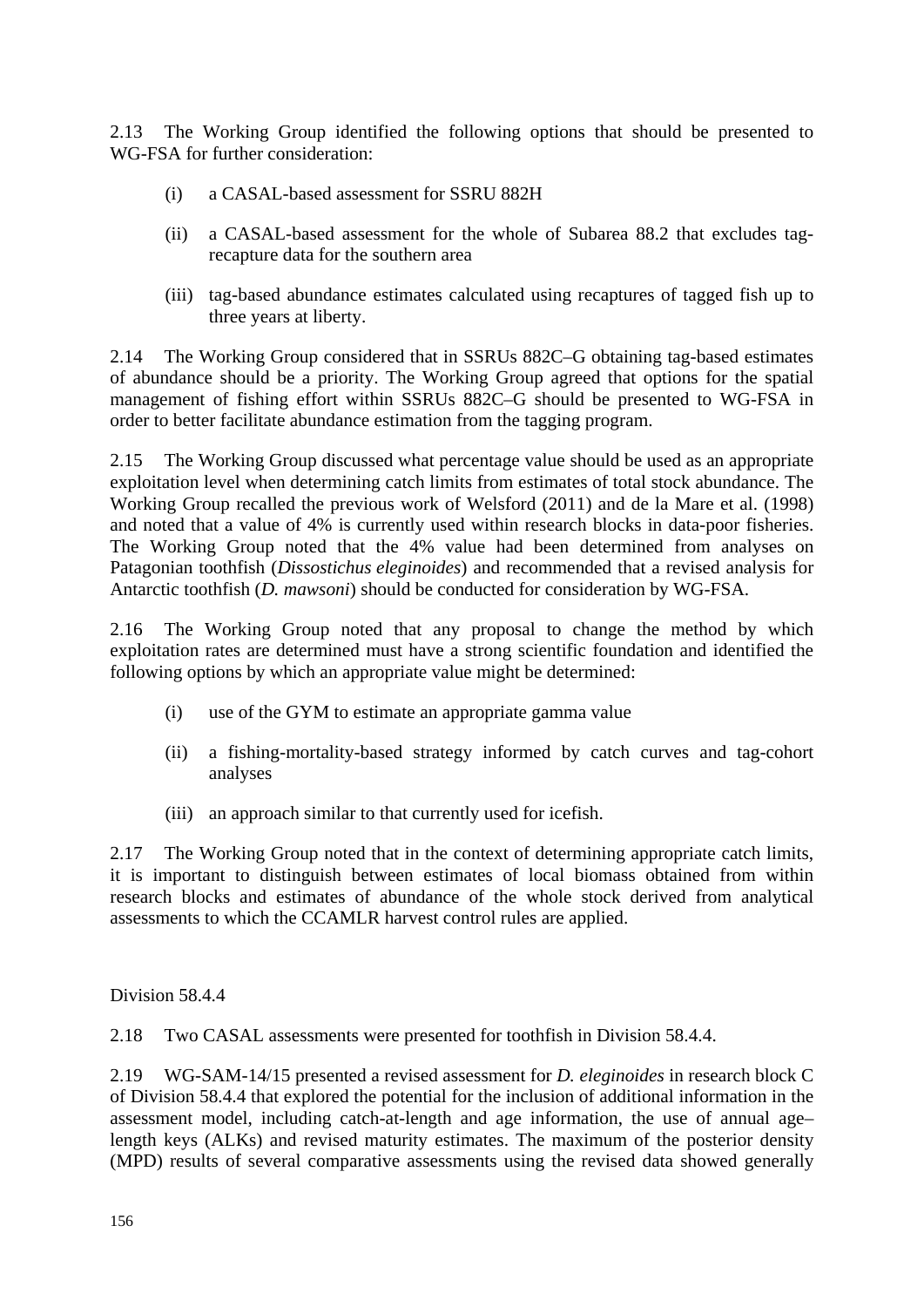2.13 The Working Group identified the following options that should be presented to WG-FSA for further consideration:

(i) a CASAL-based assessment for SSRU 882H

(ii) a CASAL-based assessment for the whole of Subarea 88.2 that excludes tag-recapture data for the southern area

(iii) tag-based abundance estimates calculated using recaptures of tagged fish up to three years at liberty.

2.14 The Working Group considered that in SSRUs 882C–G obtaining tag-based estimates of abundance should be a priority. The Working Group agreed that options for the spatial management of fishing effort within SSRUs 882C–G should be presented to WG-FSA in order to better facilitate abundance estimation from the tagging program.

2.15 The Working Group discussed what percentage value should be used as an appropriate exploitation level when determining catch limits from estimates of total stock abundance. The Working Group recalled the previous work of Welsford (2011) and de la Mare et al. (1998) and noted that a value of 4% is currently used within research blocks in data-poor fisheries. The Working Group noted that the 4% value had been determined from analyses on Patagonian toothfish (*Dissostichus eleginoides*) and recommended that a revised analysis for Antarctic toothfish (*D. mawsoni*) should be conducted for consideration by WG-FSA.

2.16 The Working Group noted that any proposal to change the method by which exploitation rates are determined must have a strong scientific foundation and identified the following options by which an appropriate value might be determined:

(i) use of the GYM to estimate an appropriate gamma value

(ii) a fishing-mortality-based strategy informed by catch curves and tag-cohort analyses

(iii) an approach similar to that currently used for icefish.

2.17 The Working Group noted that in the context of determining appropriate catch limits, it is important to distinguish between estimates of local biomass obtained from within research blocks and estimates of abundance of the whole stock derived from analytical assessments to which the CCAMLR harvest control rules are applied.

Division 58.4.4

2.18 Two CASAL assessments were presented for toothfish in Division 58.4.4.

2.19 WG-SAM-14/15 presented a revised assessment for *D. eleginoides* in research block C of Division 58.4.4 that explored the potential for the inclusion of additional information in the assessment model, including catch-at-length and age information, the use of annual age–length keys (ALKs) and revised maturity estimates. The maximum of the posterior density (MPD) results of several comparative assessments using the revised data showed generally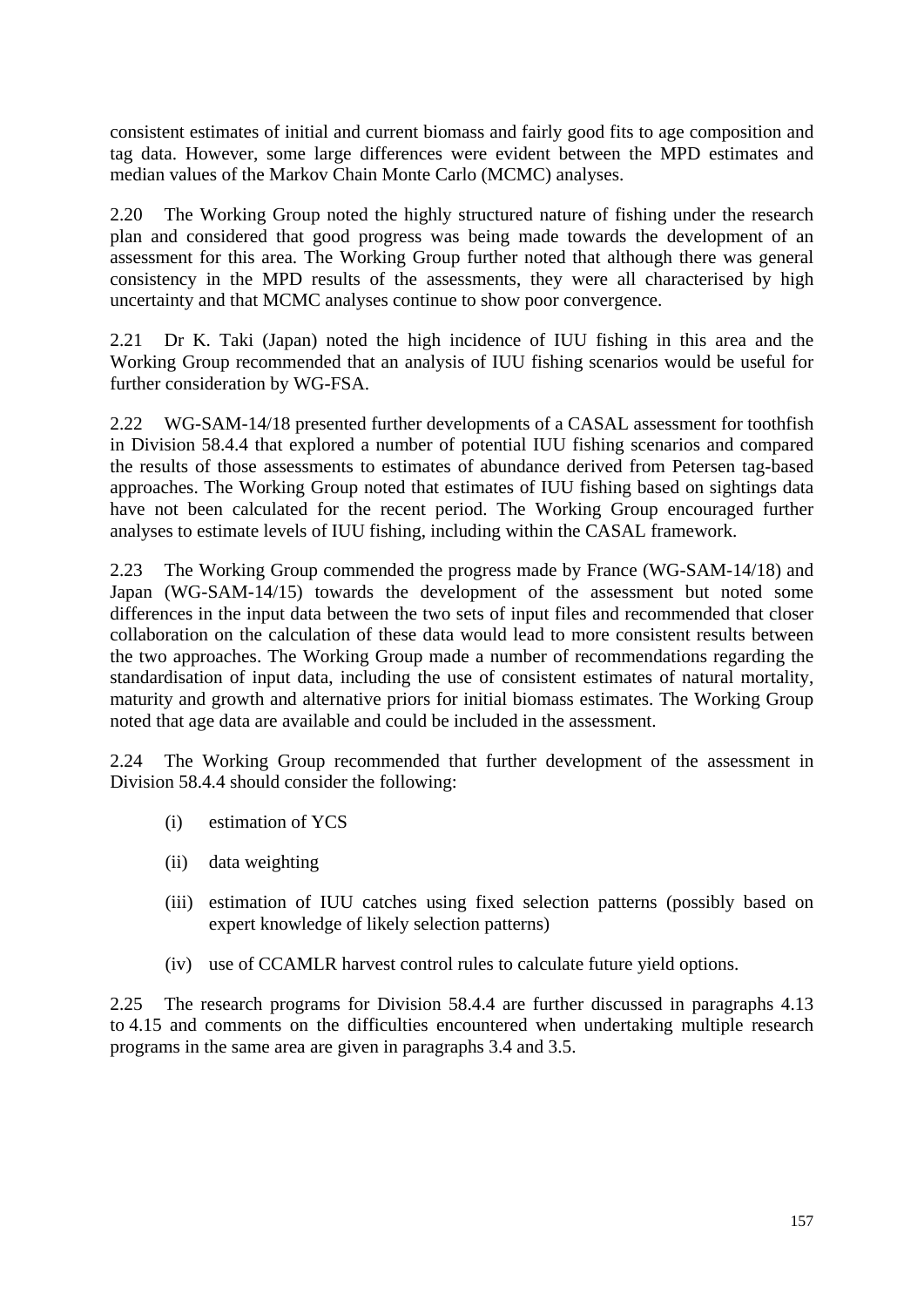consistent estimates of initial and current biomass and fairly good fits to age composition and tag data. However, some large differences were evident between the MPD estimates and median values of the Markov Chain Monte Carlo (MCMC) analyses.

2.20 The Working Group noted the highly structured nature of fishing under the research plan and considered that good progress was being made towards the development of an assessment for this area. The Working Group further noted that although there was general consistency in the MPD results of the assessments, they were all characterised by high uncertainty and that MCMC analyses continue to show poor convergence.

2.21 Dr K. Taki (Japan) noted the high incidence of IUU fishing in this area and the Working Group recommended that an analysis of IUU fishing scenarios would be useful for further consideration by WG-FSA.

2.22 WG-SAM-14/18 presented further developments of a CASAL assessment for toothfish in Division 58.4.4 that explored a number of potential IUU fishing scenarios and compared the results of those assessments to estimates of abundance derived from Petersen tag-based approaches. The Working Group noted that estimates of IUU fishing based on sightings data have not been calculated for the recent period. The Working Group encouraged further analyses to estimate levels of IUU fishing, including within the CASAL framework.

2.23 The Working Group commended the progress made by France (WG-SAM-14/18) and Japan (WG-SAM-14/15) towards the development of the assessment but noted some differences in the input data between the two sets of input files and recommended that closer collaboration on the calculation of these data would lead to more consistent results between the two approaches. The Working Group made a number of recommendations regarding the standardisation of input data, including the use of consistent estimates of natural mortality, maturity and growth and alternative priors for initial biomass estimates. The Working Group noted that age data are available and could be included in the assessment.

2.24 The Working Group recommended that further development of the assessment in Division 58.4.4 should consider the following:

(i) estimation of YCS

(ii) data weighting

(iii) estimation of IUU catches using fixed selection patterns (possibly based on expert knowledge of likely selection patterns)

(iv) use of CCAMLR harvest control rules to calculate future yield options.

2.25 The research programs for Division 58.4.4 are further discussed in paragraphs 4.13 to 4.15 and comments on the difficulties encountered when undertaking multiple research programs in the same area are given in paragraphs 3.4 and 3.5.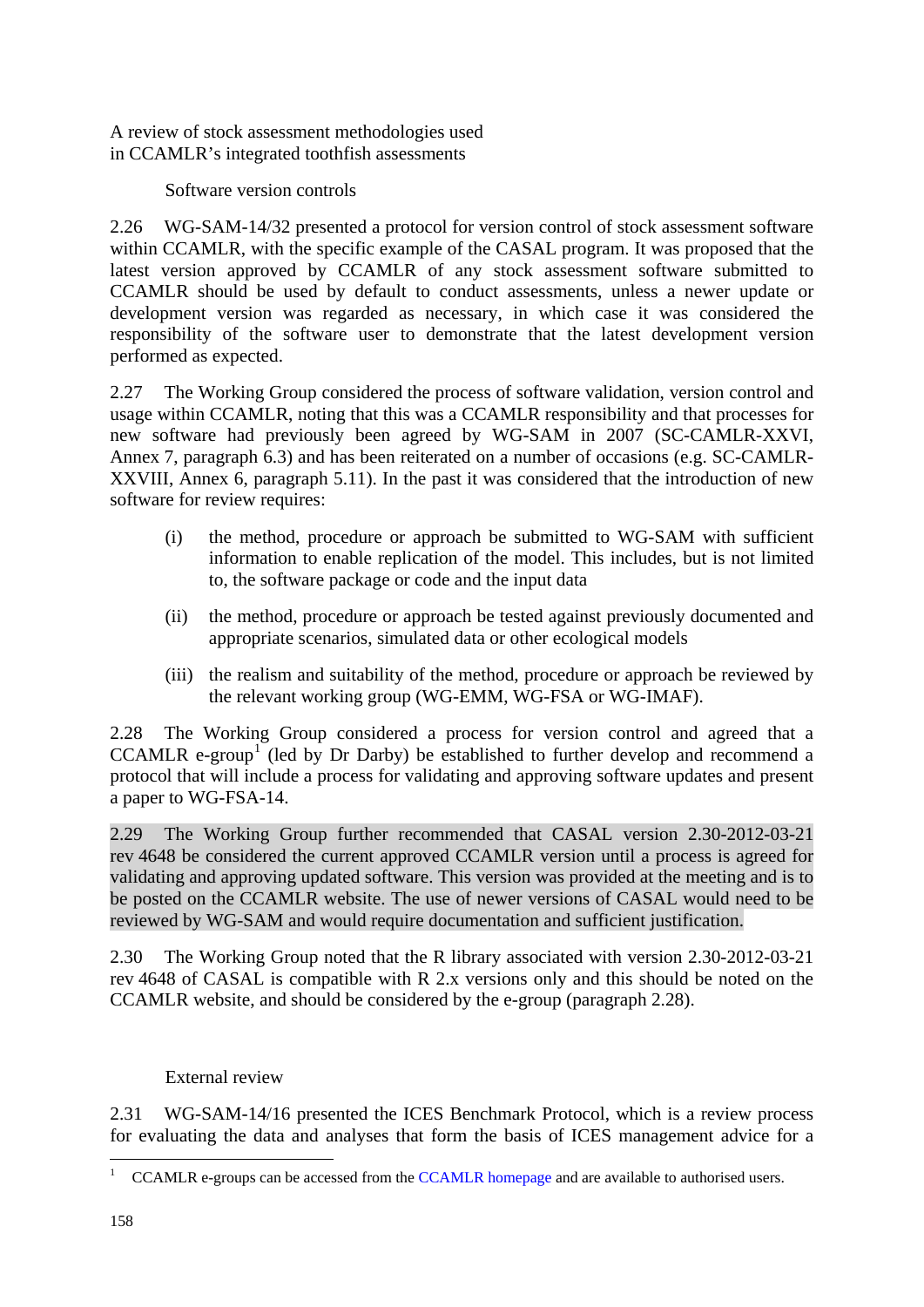A review of stock assessment methodologies used
in CCAMLR's integrated toothfish assessments

### Software version controls

2.26 WG-SAM-14/32 presented a protocol for version control of stock assessment software within CCAMLR, with the specific example of the CASAL program. It was proposed that the latest version approved by CCAMLR of any stock assessment software submitted to CCAMLR should be used by default to conduct assessments, unless a newer update or development version was regarded as necessary, in which case it was considered the responsibility of the software user to demonstrate that the latest development version performed as expected.

2.27 The Working Group considered the process of software validation, version control and usage within CCAMLR, noting that this was a CCAMLR responsibility and that processes for new software had previously been agreed by WG-SAM in 2007 (SC-CAMLR-XXVI, Annex 7, paragraph 6.3) and has been reiterated on a number of occasions (e.g. SC-CAMLR-XXVIII, Annex 6, paragraph 5.11). In the past it was considered that the introduction of new software for review requires:

(i) the method, procedure or approach be submitted to WG-SAM with sufficient information to enable replication of the model. This includes, but is not limited to, the software package or code and the input data

(ii) the method, procedure or approach be tested against previously documented and appropriate scenarios, simulated data or other ecological models

(iii) the realism and suitability of the method, procedure or approach be reviewed by the relevant working group (WG-EMM, WG-FSA or WG-IMAF).

2.28 The Working Group considered a process for version control and agreed that a CCAMLR e-group[1] (led by Dr Darby) be established to further develop and recommend a protocol that will include a process for validating and approving software updates and present a paper to WG-FSA-14.

2.29 The Working Group further recommended that CASAL version 2.30-2012-03-21 rev 4648 be considered the current approved CCAMLR version until a process is agreed for validating and approving updated software. This version was provided at the meeting and is to be posted on the CCAMLR website. The use of newer versions of CASAL would need to be reviewed by WG-SAM and would require documentation and sufficient justification.

2.30 The Working Group noted that the R library associated with version 2.30-2012-03-21 rev 4648 of CASAL is compatible with R 2.x versions only and this should be noted on the CCAMLR website, and should be considered by the e-group (paragraph 2.28).

### External review

2.31 WG-SAM-14/16 presented the ICES Benchmark Protocol, which is a review process for evaluating the data and analyses that form the basis of ICES management advice for a

[1] CCAMLR e-groups can be accessed from the CCAMLR homepage and are available to authorised users.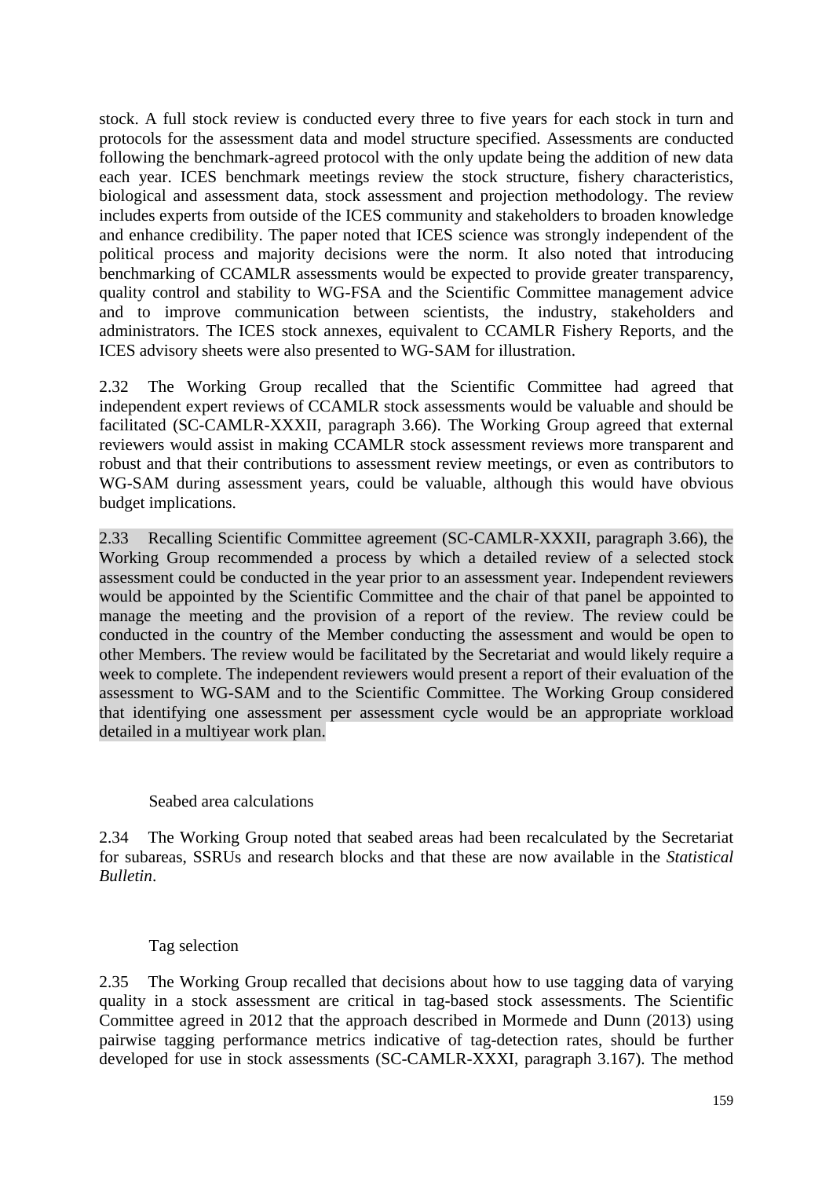stock. A full stock review is conducted every three to five years for each stock in turn and protocols for the assessment data and model structure specified. Assessments are conducted following the benchmark-agreed protocol with the only update being the addition of new data each year. ICES benchmark meetings review the stock structure, fishery characteristics, biological and assessment data, stock assessment and projection methodology. The review includes experts from outside of the ICES community and stakeholders to broaden knowledge and enhance credibility. The paper noted that ICES science was strongly independent of the political process and majority decisions were the norm. It also noted that introducing benchmarking of CCAMLR assessments would be expected to provide greater transparency, quality control and stability to WG-FSA and the Scientific Committee management advice and to improve communication between scientists, the industry, stakeholders and administrators. The ICES stock annexes, equivalent to CCAMLR Fishery Reports, and the ICES advisory sheets were also presented to WG-SAM for illustration.

2.32 The Working Group recalled that the Scientific Committee had agreed that independent expert reviews of CCAMLR stock assessments would be valuable and should be facilitated (SC-CAMLR-XXXII, paragraph 3.66). The Working Group agreed that external reviewers would assist in making CCAMLR stock assessment reviews more transparent and robust and that their contributions to assessment review meetings, or even as contributors to WG-SAM during assessment years, could be valuable, although this would have obvious budget implications.

2.33 Recalling Scientific Committee agreement (SC-CAMLR-XXXII, paragraph 3.66), the Working Group recommended a process by which a detailed review of a selected stock assessment could be conducted in the year prior to an assessment year. Independent reviewers would be appointed by the Scientific Committee and the chair of that panel be appointed to manage the meeting and the provision of a report of the review. The review could be conducted in the country of the Member conducting the assessment and would be open to other Members. The review would be facilitated by the Secretariat and would likely require a week to complete. The independent reviewers would present a report of their evaluation of the assessment to WG-SAM and to the Scientific Committee. The Working Group considered that identifying one assessment per assessment cycle would be an appropriate workload detailed in a multiyear work plan.

### Seabed area calculations

2.34 The Working Group noted that seabed areas had been recalculated by the Secretariat for subareas, SSRUs and research blocks and that these are now available in the *Statistical Bulletin*.

### Tag selection

2.35 The Working Group recalled that decisions about how to use tagging data of varying quality in a stock assessment are critical in tag-based stock assessments. The Scientific Committee agreed in 2012 that the approach described in Mormede and Dunn (2013) using pairwise tagging performance metrics indicative of tag-detection rates, should be further developed for use in stock assessments (SC-CAMLR-XXXI, paragraph 3.167). The method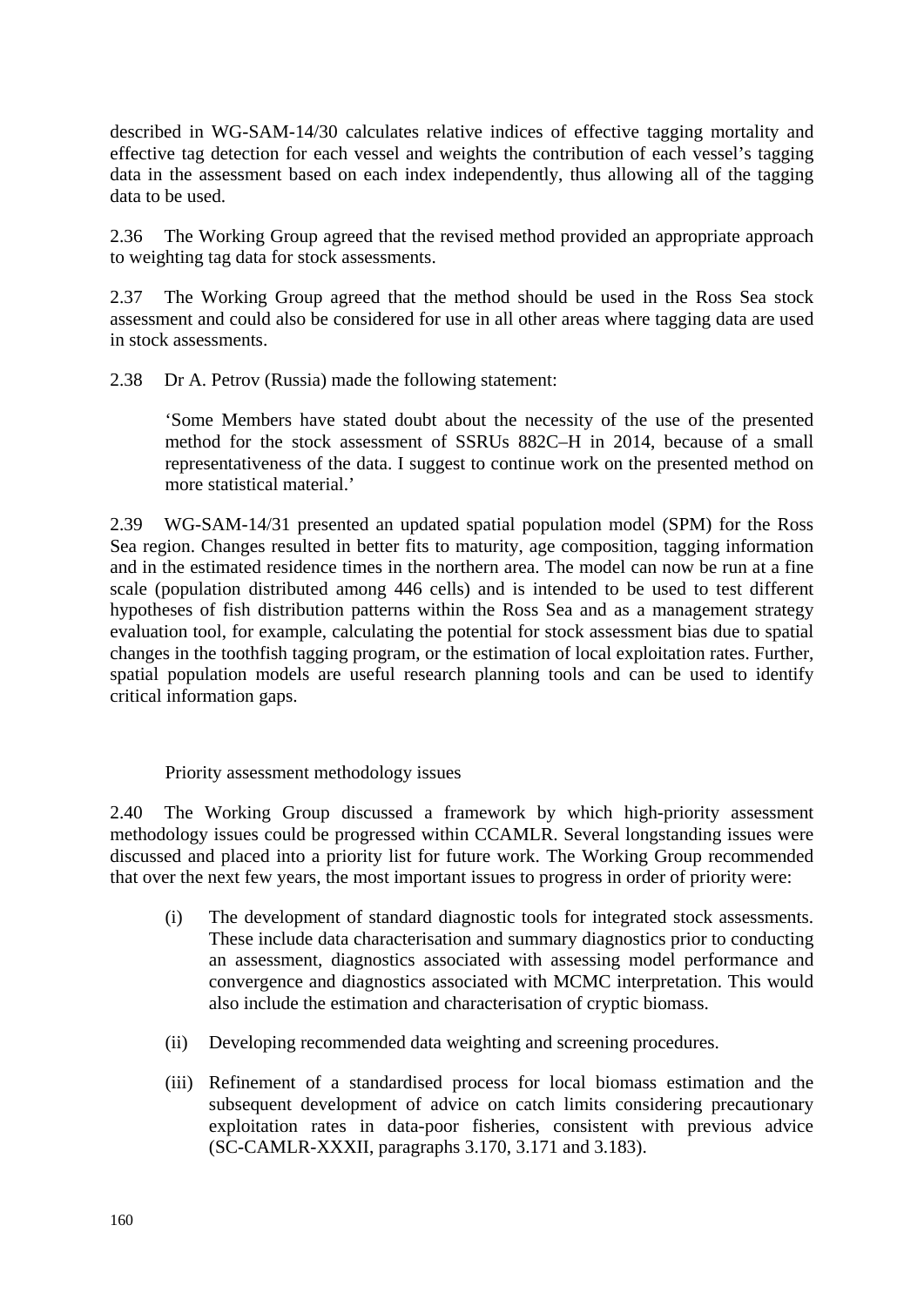described in WG-SAM-14/30 calculates relative indices of effective tagging mortality and effective tag detection for each vessel and weights the contribution of each vessel's tagging data in the assessment based on each index independently, thus allowing all of the tagging data to be used.

2.36 The Working Group agreed that the revised method provided an appropriate approach to weighting tag data for stock assessments.

2.37 The Working Group agreed that the method should be used in the Ross Sea stock assessment and could also be considered for use in all other areas where tagging data are used in stock assessments.

2.38 Dr A. Petrov (Russia) made the following statement:

> 'Some Members have stated doubt about the necessity of the use of the presented method for the stock assessment of SSRUs 882C–H in 2014, because of a small representativeness of the data. I suggest to continue work on the presented method on more statistical material.'

2.39 WG-SAM-14/31 presented an updated spatial population model (SPM) for the Ross Sea region. Changes resulted in better fits to maturity, age composition, tagging information and in the estimated residence times in the northern area. The model can now be run at a fine scale (population distributed among 446 cells) and is intended to be used to test different hypotheses of fish distribution patterns within the Ross Sea and as a management strategy evaluation tool, for example, calculating the potential for stock assessment bias due to spatial changes in the toothfish tagging program, or the estimation of local exploitation rates. Further, spatial population models are useful research planning tools and can be used to identify critical information gaps.

### Priority assessment methodology issues

2.40 The Working Group discussed a framework by which high-priority assessment methodology issues could be progressed within CCAMLR. Several longstanding issues were discussed and placed into a priority list for future work. The Working Group recommended that over the next few years, the most important issues to progress in order of priority were:

(i) The development of standard diagnostic tools for integrated stock assessments. These include data characterisation and summary diagnostics prior to conducting an assessment, diagnostics associated with assessing model performance and convergence and diagnostics associated with MCMC interpretation. This would also include the estimation and characterisation of cryptic biomass.

(ii) Developing recommended data weighting and screening procedures.

(iii) Refinement of a standardised process for local biomass estimation and the subsequent development of advice on catch limits considering precautionary exploitation rates in data-poor fisheries, consistent with previous advice (SC-CAMLR-XXXII, paragraphs 3.170, 3.171 and 3.183).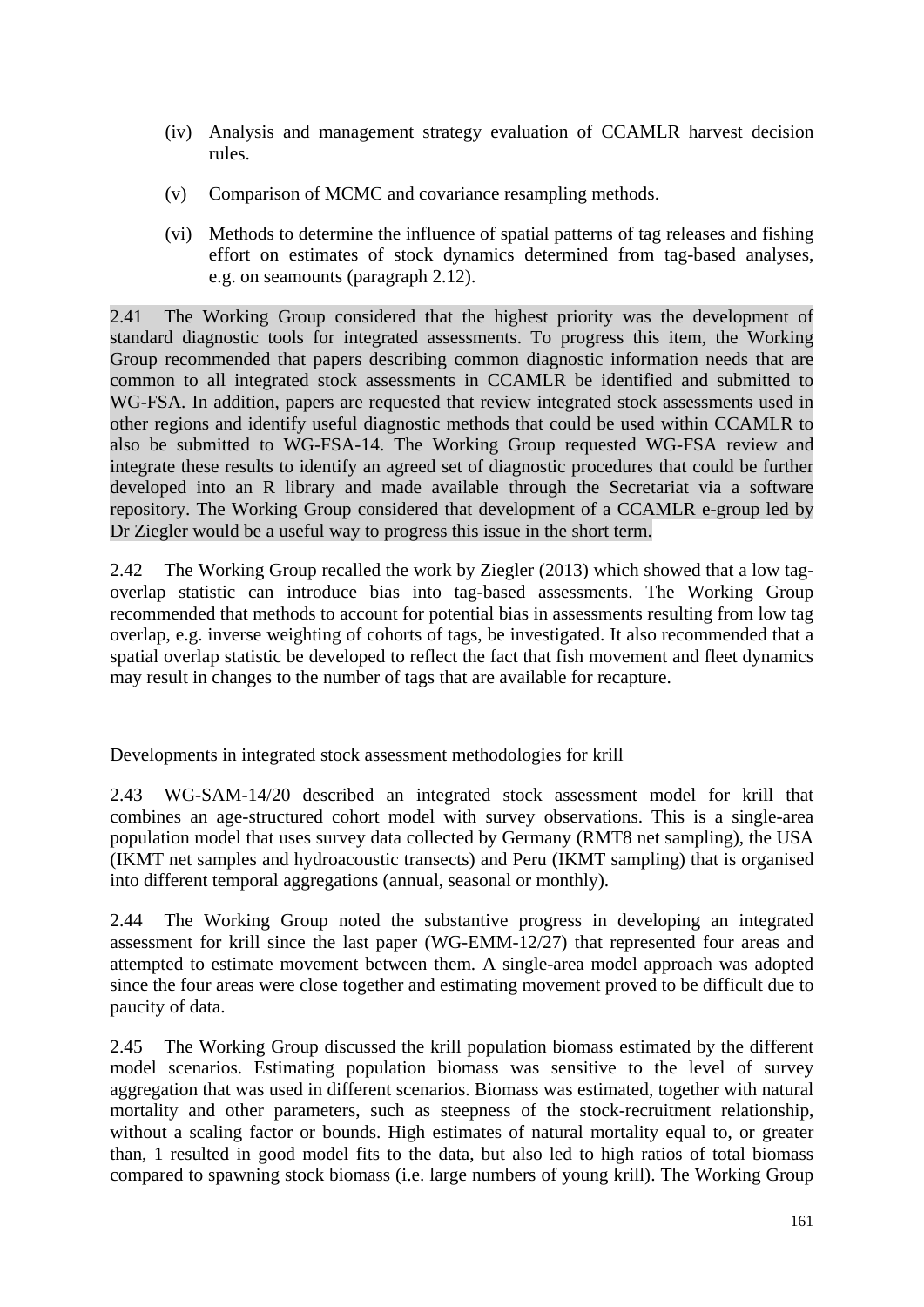(iv) Analysis and management strategy evaluation of CCAMLR harvest decision rules.

(v) Comparison of MCMC and covariance resampling methods.

(vi) Methods to determine the influence of spatial patterns of tag releases and fishing effort on estimates of stock dynamics determined from tag-based analyses, e.g. on seamounts (paragraph 2.12).

2.41 The Working Group considered that the highest priority was the development of standard diagnostic tools for integrated assessments. To progress this item, the Working Group recommended that papers describing common diagnostic information needs that are common to all integrated stock assessments in CCAMLR be identified and submitted to WG-FSA. In addition, papers are requested that review integrated stock assessments used in other regions and identify useful diagnostic methods that could be used within CCAMLR to also be submitted to WG-FSA-14. The Working Group requested WG-FSA review and integrate these results to identify an agreed set of diagnostic procedures that could be further developed into an R library and made available through the Secretariat via a software repository. The Working Group considered that development of a CCAMLR e-group led by Dr Ziegler would be a useful way to progress this issue in the short term.

2.42 The Working Group recalled the work by Ziegler (2013) which showed that a low tag-overlap statistic can introduce bias into tag-based assessments. The Working Group recommended that methods to account for potential bias in assessments resulting from low tag overlap, e.g. inverse weighting of cohorts of tags, be investigated. It also recommended that a spatial overlap statistic be developed to reflect the fact that fish movement and fleet dynamics may result in changes to the number of tags that are available for recapture.

### Developments in integrated stock assessment methodologies for krill

2.43 WG-SAM-14/20 described an integrated stock assessment model for krill that combines an age-structured cohort model with survey observations. This is a single-area population model that uses survey data collected by Germany (RMT8 net sampling), the USA (IKMT net samples and hydroacoustic transects) and Peru (IKMT sampling) that is organised into different temporal aggregations (annual, seasonal or monthly).

2.44 The Working Group noted the substantive progress in developing an integrated assessment for krill since the last paper (WG-EMM-12/27) that represented four areas and attempted to estimate movement between them. A single-area model approach was adopted since the four areas were close together and estimating movement proved to be difficult due to paucity of data.

2.45 The Working Group discussed the krill population biomass estimated by the different model scenarios. Estimating population biomass was sensitive to the level of survey aggregation that was used in different scenarios. Biomass was estimated, together with natural mortality and other parameters, such as steepness of the stock-recruitment relationship, without a scaling factor or bounds. High estimates of natural mortality equal to, or greater than, 1 resulted in good model fits to the data, but also led to high ratios of total biomass compared to spawning stock biomass (i.e. large numbers of young krill). The Working Group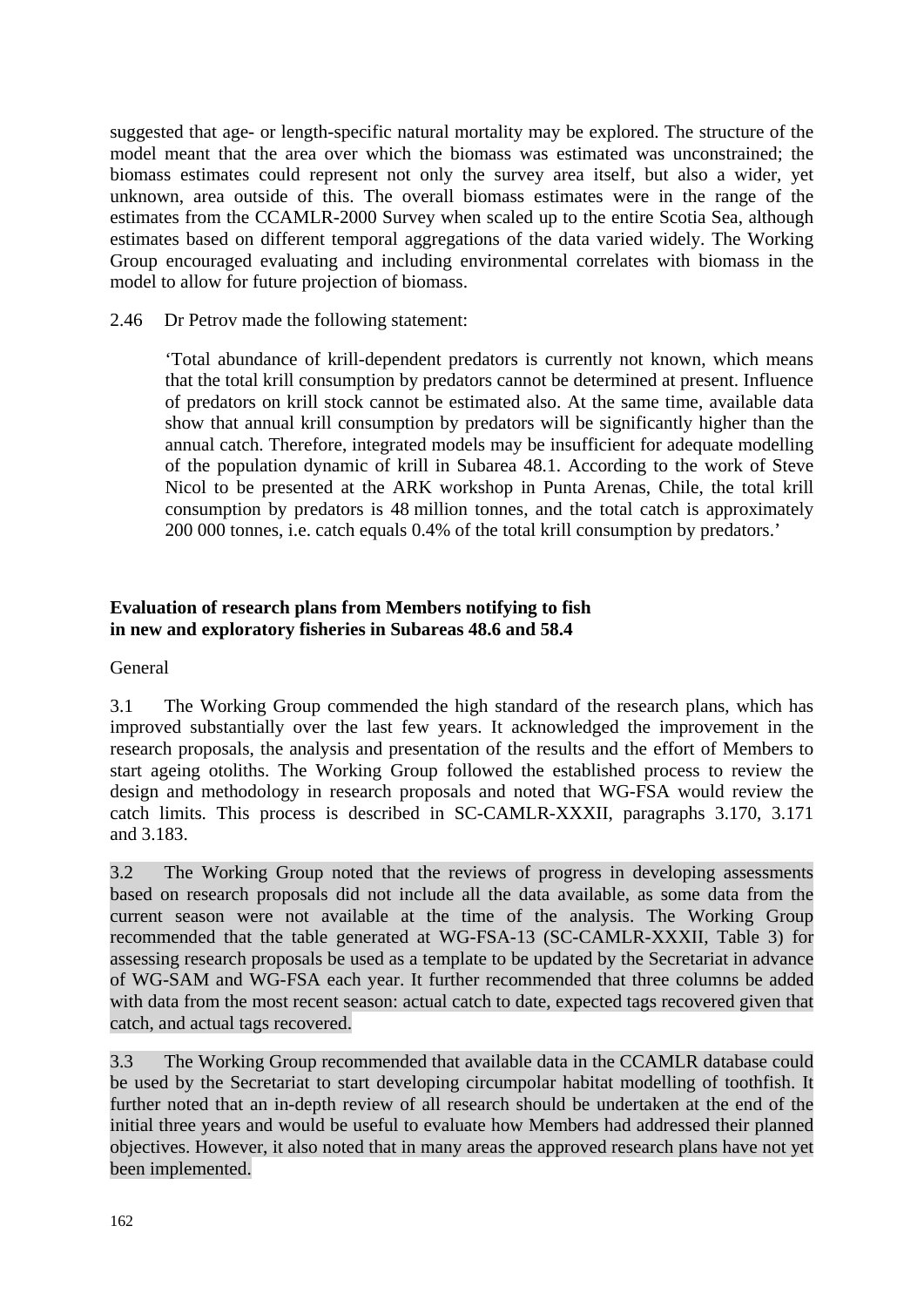suggested that age- or length-specific natural mortality may be explored. The structure of the model meant that the area over which the biomass was estimated was unconstrained; the biomass estimates could represent not only the survey area itself, but also a wider, yet unknown, area outside of this. The overall biomass estimates were in the range of the estimates from the CCAMLR-2000 Survey when scaled up to the entire Scotia Sea, although estimates based on different temporal aggregations of the data varied widely. The Working Group encouraged evaluating and including environmental correlates with biomass in the model to allow for future projection of biomass.

2.46 Dr Petrov made the following statement:

> 'Total abundance of krill-dependent predators is currently not known, which means that the total krill consumption by predators cannot be determined at present. Influence of predators on krill stock cannot be estimated also. At the same time, available data show that annual krill consumption by predators will be significantly higher than the annual catch. Therefore, integrated models may be insufficient for adequate modelling of the population dynamic of krill in Subarea 48.1. According to the work of Steve Nicol to be presented at the ARK workshop in Punta Arenas, Chile, the total krill consumption by predators is 48 million tonnes, and the total catch is approximately 200 000 tonnes, i.e. catch equals 0.4% of the total krill consumption by predators.'

## Evaluation of research plans from Members notifying to fish in new and exploratory fisheries in Subareas 48.6 and 58.4

General

3.1 The Working Group commended the high standard of the research plans, which has improved substantially over the last few years. It acknowledged the improvement in the research proposals, the analysis and presentation of the results and the effort of Members to start ageing otoliths. The Working Group followed the established process to review the design and methodology in research proposals and noted that WG-FSA would review the catch limits. This process is described in SC-CAMLR-XXXII, paragraphs 3.170, 3.171 and 3.183.

3.2 The Working Group noted that the reviews of progress in developing assessments based on research proposals did not include all the data available, as some data from the current season were not available at the time of the analysis. The Working Group recommended that the table generated at WG-FSA-13 (SC-CAMLR-XXXII, Table 3) for assessing research proposals be used as a template to be updated by the Secretariat in advance of WG-SAM and WG-FSA each year. It further recommended that three columns be added with data from the most recent season: actual catch to date, expected tags recovered given that catch, and actual tags recovered.

3.3 The Working Group recommended that available data in the CCAMLR database could be used by the Secretariat to start developing circumpolar habitat modelling of toothfish. It further noted that an in-depth review of all research should be undertaken at the end of the initial three years and would be useful to evaluate how Members had addressed their planned objectives. However, it also noted that in many areas the approved research plans have not yet been implemented.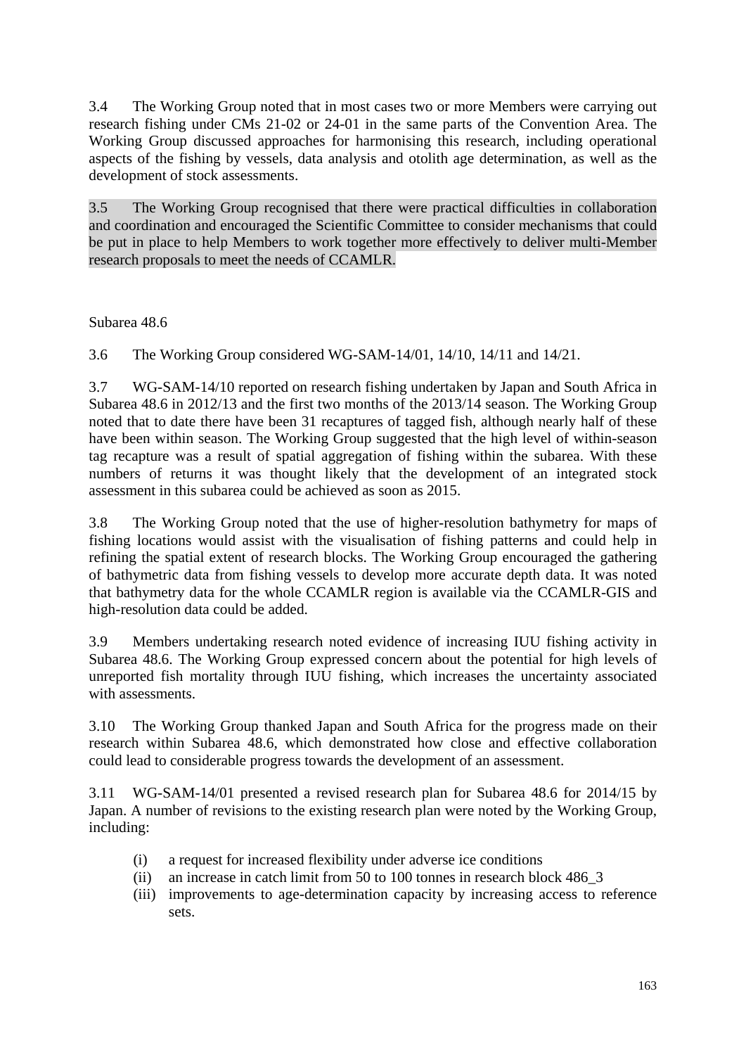3.4 The Working Group noted that in most cases two or more Members were carrying out research fishing under CMs 21-02 or 24-01 in the same parts of the Convention Area. The Working Group discussed approaches for harmonising this research, including operational aspects of the fishing by vessels, data analysis and otolith age determination, as well as the development of stock assessments.

3.5 The Working Group recognised that there were practical difficulties in collaboration and coordination and encouraged the Scientific Committee to consider mechanisms that could be put in place to help Members to work together more effectively to deliver multi-Member research proposals to meet the needs of CCAMLR.

Subarea 48.6

3.6 The Working Group considered WG-SAM-14/01, 14/10, 14/11 and 14/21.

3.7 WG-SAM-14/10 reported on research fishing undertaken by Japan and South Africa in Subarea 48.6 in 2012/13 and the first two months of the 2013/14 season. The Working Group noted that to date there have been 31 recaptures of tagged fish, although nearly half of these have been within season. The Working Group suggested that the high level of within-season tag recapture was a result of spatial aggregation of fishing within the subarea. With these numbers of returns it was thought likely that the development of an integrated stock assessment in this subarea could be achieved as soon as 2015.

3.8 The Working Group noted that the use of higher-resolution bathymetry for maps of fishing locations would assist with the visualisation of fishing patterns and could help in refining the spatial extent of research blocks. The Working Group encouraged the gathering of bathymetric data from fishing vessels to develop more accurate depth data. It was noted that bathymetry data for the whole CCAMLR region is available via the CCAMLR-GIS and high-resolution data could be added.

3.9 Members undertaking research noted evidence of increasing IUU fishing activity in Subarea 48.6. The Working Group expressed concern about the potential for high levels of unreported fish mortality through IUU fishing, which increases the uncertainty associated with assessments.

3.10 The Working Group thanked Japan and South Africa for the progress made on their research within Subarea 48.6, which demonstrated how close and effective collaboration could lead to considerable progress towards the development of an assessment.

3.11 WG-SAM-14/01 presented a revised research plan for Subarea 48.6 for 2014/15 by Japan. A number of revisions to the existing research plan were noted by the Working Group, including:

(i) a request for increased flexibility under adverse ice conditions
(ii) an increase in catch limit from 50 to 100 tonnes in research block 486_3
(iii) improvements to age-determination capacity by increasing access to reference sets.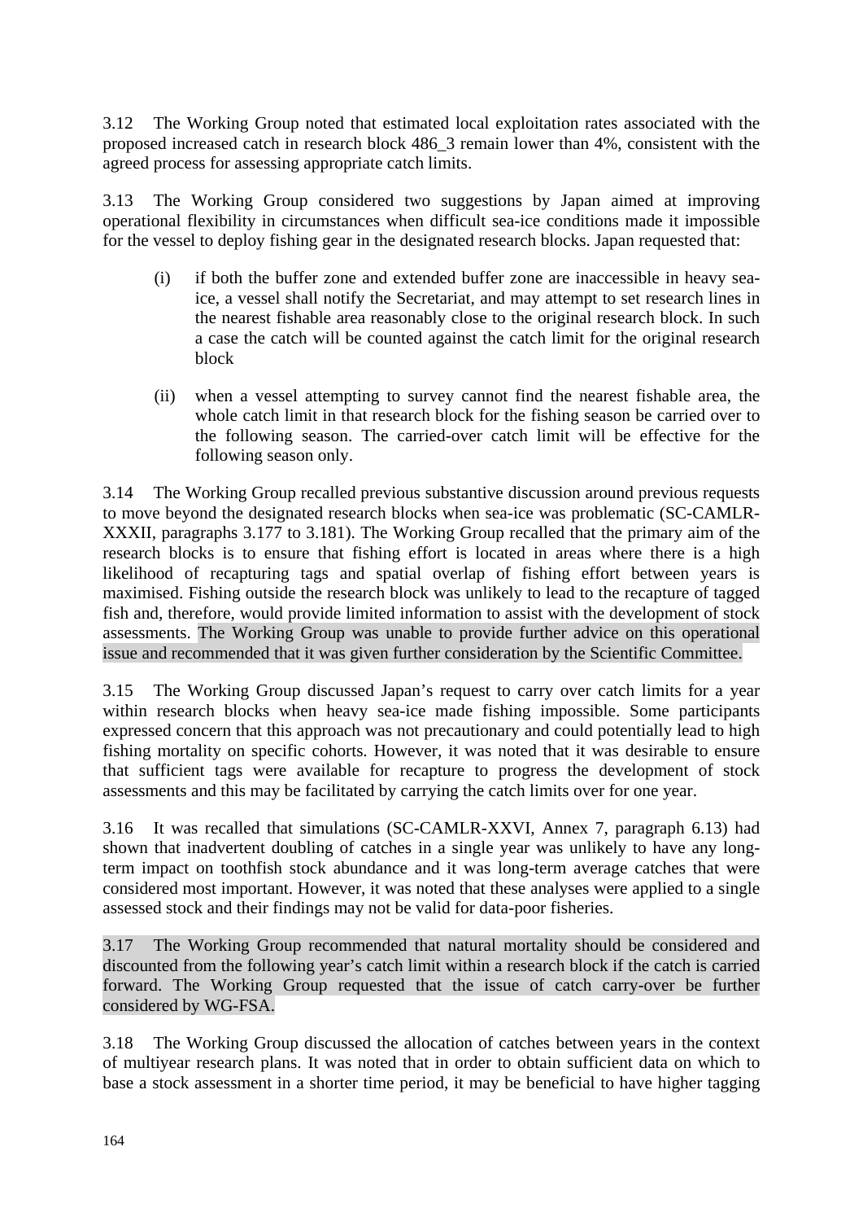3.12 The Working Group noted that estimated local exploitation rates associated with the proposed increased catch in research block 486_3 remain lower than 4%, consistent with the agreed process for assessing appropriate catch limits.

3.13 The Working Group considered two suggestions by Japan aimed at improving operational flexibility in circumstances when difficult sea-ice conditions made it impossible for the vessel to deploy fishing gear in the designated research blocks. Japan requested that:

(i) if both the buffer zone and extended buffer zone are inaccessible in heavy sea-ice, a vessel shall notify the Secretariat, and may attempt to set research lines in the nearest fishable area reasonably close to the original research block. In such a case the catch will be counted against the catch limit for the original research block

(ii) when a vessel attempting to survey cannot find the nearest fishable area, the whole catch limit in that research block for the fishing season be carried over to the following season. The carried-over catch limit will be effective for the following season only.

3.14 The Working Group recalled previous substantive discussion around previous requests to move beyond the designated research blocks when sea-ice was problematic (SC-CAMLR-XXXII, paragraphs 3.177 to 3.181). The Working Group recalled that the primary aim of the research blocks is to ensure that fishing effort is located in areas where there is a high likelihood of recapturing tags and spatial overlap of fishing effort between years is maximised. Fishing outside the research block was unlikely to lead to the recapture of tagged fish and, therefore, would provide limited information to assist with the development of stock assessments. The Working Group was unable to provide further advice on this operational issue and recommended that it was given further consideration by the Scientific Committee.

3.15 The Working Group discussed Japan's request to carry over catch limits for a year within research blocks when heavy sea-ice made fishing impossible. Some participants expressed concern that this approach was not precautionary and could potentially lead to high fishing mortality on specific cohorts. However, it was noted that it was desirable to ensure that sufficient tags were available for recapture to progress the development of stock assessments and this may be facilitated by carrying the catch limits over for one year.

3.16 It was recalled that simulations (SC-CAMLR-XXVI, Annex 7, paragraph 6.13) had shown that inadvertent doubling of catches in a single year was unlikely to have any long-term impact on toothfish stock abundance and it was long-term average catches that were considered most important. However, it was noted that these analyses were applied to a single assessed stock and their findings may not be valid for data-poor fisheries.

3.17 The Working Group recommended that natural mortality should be considered and discounted from the following year's catch limit within a research block if the catch is carried forward. The Working Group requested that the issue of catch carry-over be further considered by WG-FSA.

3.18 The Working Group discussed the allocation of catches between years in the context of multiyear research plans. It was noted that in order to obtain sufficient data on which to base a stock assessment in a shorter time period, it may be beneficial to have higher tagging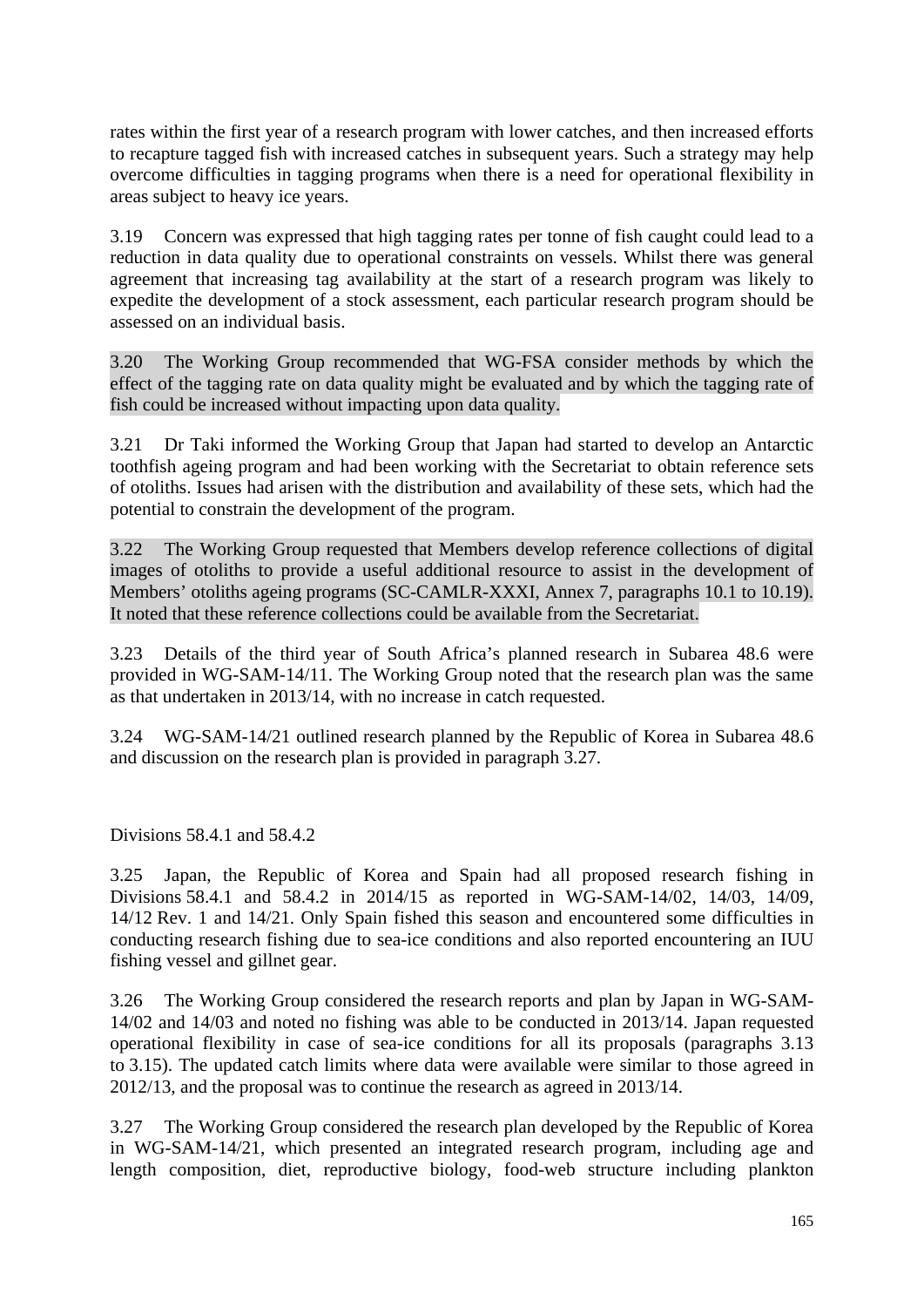rates within the first year of a research program with lower catches, and then increased efforts to recapture tagged fish with increased catches in subsequent years. Such a strategy may help overcome difficulties in tagging programs when there is a need for operational flexibility in areas subject to heavy ice years.

3.19 Concern was expressed that high tagging rates per tonne of fish caught could lead to a reduction in data quality due to operational constraints on vessels. Whilst there was general agreement that increasing tag availability at the start of a research program was likely to expedite the development of a stock assessment, each particular research program should be assessed on an individual basis.

3.20 The Working Group recommended that WG-FSA consider methods by which the effect of the tagging rate on data quality might be evaluated and by which the tagging rate of fish could be increased without impacting upon data quality.

3.21 Dr Taki informed the Working Group that Japan had started to develop an Antarctic toothfish ageing program and had been working with the Secretariat to obtain reference sets of otoliths. Issues had arisen with the distribution and availability of these sets, which had the potential to constrain the development of the program.

3.22 The Working Group requested that Members develop reference collections of digital images of otoliths to provide a useful additional resource to assist in the development of Members' otoliths ageing programs (SC-CAMLR-XXXI, Annex 7, paragraphs 10.1 to 10.19). It noted that these reference collections could be available from the Secretariat.

3.23 Details of the third year of South Africa's planned research in Subarea 48.6 were provided in WG-SAM-14/11. The Working Group noted that the research plan was the same as that undertaken in 2013/14, with no increase in catch requested.

3.24 WG-SAM-14/21 outlined research planned by the Republic of Korea in Subarea 48.6 and discussion on the research plan is provided in paragraph 3.27.

Divisions 58.4.1 and 58.4.2

3.25 Japan, the Republic of Korea and Spain had all proposed research fishing in Divisions 58.4.1 and 58.4.2 in 2014/15 as reported in WG-SAM-14/02, 14/03, 14/09, 14/12 Rev. 1 and 14/21. Only Spain fished this season and encountered some difficulties in conducting research fishing due to sea-ice conditions and also reported encountering an IUU fishing vessel and gillnet gear.

3.26 The Working Group considered the research reports and plan by Japan in WG-SAM-14/02 and 14/03 and noted no fishing was able to be conducted in 2013/14. Japan requested operational flexibility in case of sea-ice conditions for all its proposals (paragraphs 3.13 to 3.15). The updated catch limits where data were available were similar to those agreed in 2012/13, and the proposal was to continue the research as agreed in 2013/14.

3.27 The Working Group considered the research plan developed by the Republic of Korea in WG-SAM-14/21, which presented an integrated research program, including age and length composition, diet, reproductive biology, food-web structure including plankton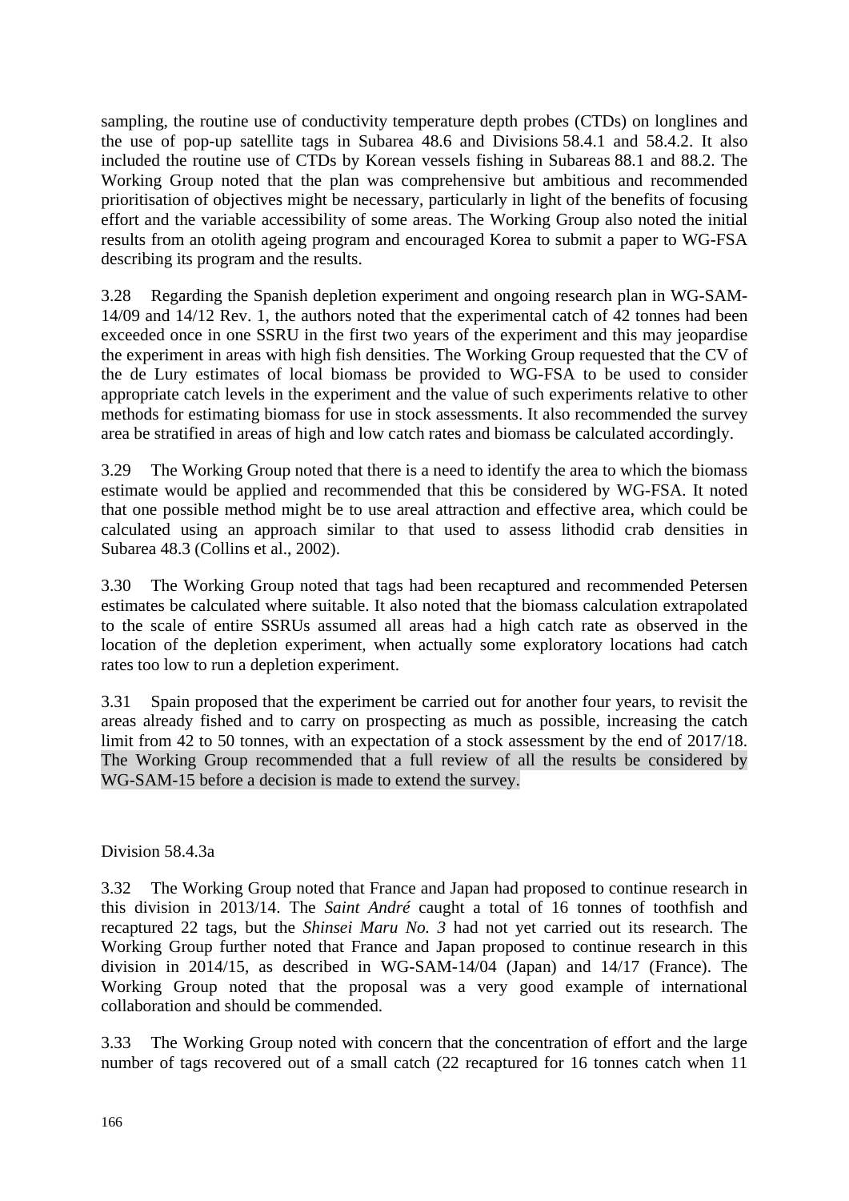sampling, the routine use of conductivity temperature depth probes (CTDs) on longlines and the use of pop-up satellite tags in Subarea 48.6 and Divisions 58.4.1 and 58.4.2. It also included the routine use of CTDs by Korean vessels fishing in Subareas 88.1 and 88.2. The Working Group noted that the plan was comprehensive but ambitious and recommended prioritisation of objectives might be necessary, particularly in light of the benefits of focusing effort and the variable accessibility of some areas. The Working Group also noted the initial results from an otolith ageing program and encouraged Korea to submit a paper to WG-FSA describing its program and the results.

3.28 Regarding the Spanish depletion experiment and ongoing research plan in WG-SAM-14/09 and 14/12 Rev. 1, the authors noted that the experimental catch of 42 tonnes had been exceeded once in one SSRU in the first two years of the experiment and this may jeopardise the experiment in areas with high fish densities. The Working Group requested that the CV of the de Lury estimates of local biomass be provided to WG-FSA to be used to consider appropriate catch levels in the experiment and the value of such experiments relative to other methods for estimating biomass for use in stock assessments. It also recommended the survey area be stratified in areas of high and low catch rates and biomass be calculated accordingly.

3.29 The Working Group noted that there is a need to identify the area to which the biomass estimate would be applied and recommended that this be considered by WG-FSA. It noted that one possible method might be to use areal attraction and effective area, which could be calculated using an approach similar to that used to assess lithodid crab densities in Subarea 48.3 (Collins et al., 2002).

3.30 The Working Group noted that tags had been recaptured and recommended Petersen estimates be calculated where suitable. It also noted that the biomass calculation extrapolated to the scale of entire SSRUs assumed all areas had a high catch rate as observed in the location of the depletion experiment, when actually some exploratory locations had catch rates too low to run a depletion experiment.

3.31 Spain proposed that the experiment be carried out for another four years, to revisit the areas already fished and to carry on prospecting as much as possible, increasing the catch limit from 42 to 50 tonnes, with an expectation of a stock assessment by the end of 2017/18. The Working Group recommended that a full review of all the results be considered by WG-SAM-15 before a decision is made to extend the survey.

Division 58.4.3a

3.32 The Working Group noted that France and Japan had proposed to continue research in this division in 2013/14. The *Saint André* caught a total of 16 tonnes of toothfish and recaptured 22 tags, but the *Shinsei Maru No. 3* had not yet carried out its research. The Working Group further noted that France and Japan proposed to continue research in this division in 2014/15, as described in WG-SAM-14/04 (Japan) and 14/17 (France). The Working Group noted that the proposal was a very good example of international collaboration and should be commended.

3.33 The Working Group noted with concern that the concentration of effort and the large number of tags recovered out of a small catch (22 recaptured for 16 tonnes catch when 11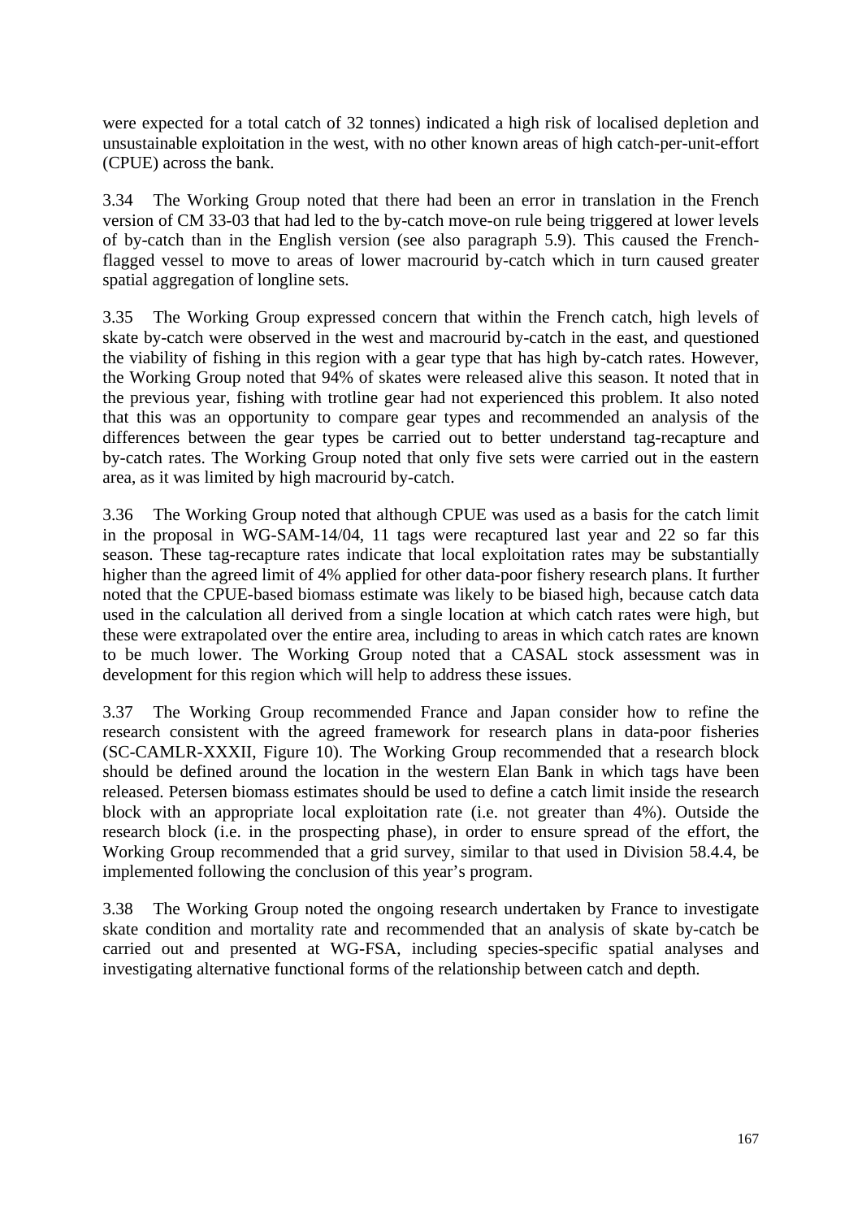were expected for a total catch of 32 tonnes) indicated a high risk of localised depletion and unsustainable exploitation in the west, with no other known areas of high catch-per-unit-effort (CPUE) across the bank.

3.34 The Working Group noted that there had been an error in translation in the French version of CM 33-03 that had led to the by-catch move-on rule being triggered at lower levels of by-catch than in the English version (see also paragraph 5.9). This caused the French-flagged vessel to move to areas of lower macrourid by-catch which in turn caused greater spatial aggregation of longline sets.

3.35 The Working Group expressed concern that within the French catch, high levels of skate by-catch were observed in the west and macrourid by-catch in the east, and questioned the viability of fishing in this region with a gear type that has high by-catch rates. However, the Working Group noted that 94% of skates were released alive this season. It noted that in the previous year, fishing with trotline gear had not experienced this problem. It also noted that this was an opportunity to compare gear types and recommended an analysis of the differences between the gear types be carried out to better understand tag-recapture and by-catch rates. The Working Group noted that only five sets were carried out in the eastern area, as it was limited by high macrourid by-catch.

3.36 The Working Group noted that although CPUE was used as a basis for the catch limit in the proposal in WG-SAM-14/04, 11 tags were recaptured last year and 22 so far this season. These tag-recapture rates indicate that local exploitation rates may be substantially higher than the agreed limit of 4% applied for other data-poor fishery research plans. It further noted that the CPUE-based biomass estimate was likely to be biased high, because catch data used in the calculation all derived from a single location at which catch rates were high, but these were extrapolated over the entire area, including to areas in which catch rates are known to be much lower. The Working Group noted that a CASAL stock assessment was in development for this region which will help to address these issues.

3.37 The Working Group recommended France and Japan consider how to refine the research consistent with the agreed framework for research plans in data-poor fisheries (SC-CAMLR-XXXII, Figure 10). The Working Group recommended that a research block should be defined around the location in the western Elan Bank in which tags have been released. Petersen biomass estimates should be used to define a catch limit inside the research block with an appropriate local exploitation rate (i.e. not greater than 4%). Outside the research block (i.e. in the prospecting phase), in order to ensure spread of the effort, the Working Group recommended that a grid survey, similar to that used in Division 58.4.4, be implemented following the conclusion of this year's program.

3.38 The Working Group noted the ongoing research undertaken by France to investigate skate condition and mortality rate and recommended that an analysis of skate by-catch be carried out and presented at WG-FSA, including species-specific spatial analyses and investigating alternative functional forms of the relationship between catch and depth.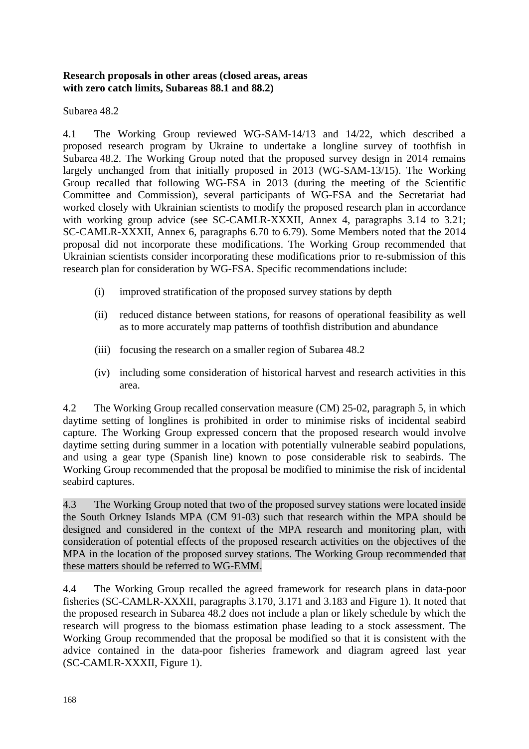**Research proposals in other areas (closed areas, areas with zero catch limits, Subareas 88.1 and 88.2)**

Subarea 48.2

4.1 The Working Group reviewed WG-SAM-14/13 and 14/22, which described a proposed research program by Ukraine to undertake a longline survey of toothfish in Subarea 48.2. The Working Group noted that the proposed survey design in 2014 remains largely unchanged from that initially proposed in 2013 (WG-SAM-13/15). The Working Group recalled that following WG-FSA in 2013 (during the meeting of the Scientific Committee and Commission), several participants of WG-FSA and the Secretariat had worked closely with Ukrainian scientists to modify the proposed research plan in accordance with working group advice (see SC-CAMLR-XXXII, Annex 4, paragraphs 3.14 to 3.21; SC-CAMLR-XXXII, Annex 6, paragraphs 6.70 to 6.79). Some Members noted that the 2014 proposal did not incorporate these modifications. The Working Group recommended that Ukrainian scientists consider incorporating these modifications prior to re-submission of this research plan for consideration by WG-FSA. Specific recommendations include:

(i) improved stratification of the proposed survey stations by depth

(ii) reduced distance between stations, for reasons of operational feasibility as well as to more accurately map patterns of toothfish distribution and abundance

(iii) focusing the research on a smaller region of Subarea 48.2

(iv) including some consideration of historical harvest and research activities in this area.

4.2 The Working Group recalled conservation measure (CM) 25-02, paragraph 5, in which daytime setting of longlines is prohibited in order to minimise risks of incidental seabird capture. The Working Group expressed concern that the proposed research would involve daytime setting during summer in a location with potentially vulnerable seabird populations, and using a gear type (Spanish line) known to pose considerable risk to seabirds. The Working Group recommended that the proposal be modified to minimise the risk of incidental seabird captures.

4.3 The Working Group noted that two of the proposed survey stations were located inside the South Orkney Islands MPA (CM 91-03) such that research within the MPA should be designed and considered in the context of the MPA research and monitoring plan, with consideration of potential effects of the proposed research activities on the objectives of the MPA in the location of the proposed survey stations. The Working Group recommended that these matters should be referred to WG-EMM.

4.4 The Working Group recalled the agreed framework for research plans in data-poor fisheries (SC-CAMLR-XXXII, paragraphs 3.170, 3.171 and 3.183 and Figure 1). It noted that the proposed research in Subarea 48.2 does not include a plan or likely schedule by which the research will progress to the biomass estimation phase leading to a stock assessment. The Working Group recommended that the proposal be modified so that it is consistent with the advice contained in the data-poor fisheries framework and diagram agreed last year (SC-CAMLR-XXXII, Figure 1).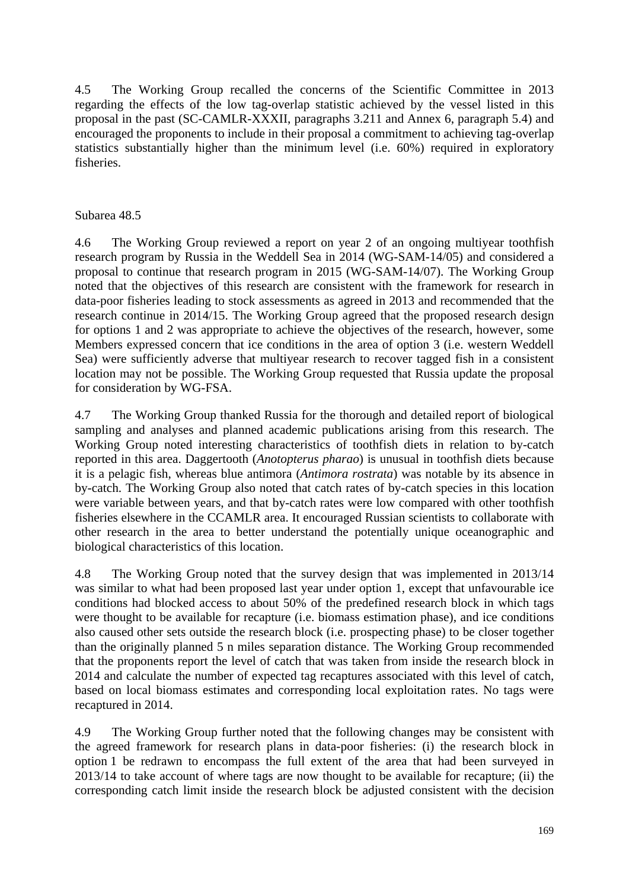4.5 The Working Group recalled the concerns of the Scientific Committee in 2013 regarding the effects of the low tag-overlap statistic achieved by the vessel listed in this proposal in the past (SC-CAMLR-XXXII, paragraphs 3.211 and Annex 6, paragraph 5.4) and encouraged the proponents to include in their proposal a commitment to achieving tag-overlap statistics substantially higher than the minimum level (i.e. 60%) required in exploratory fisheries.

Subarea 48.5

4.6 The Working Group reviewed a report on year 2 of an ongoing multiyear toothfish research program by Russia in the Weddell Sea in 2014 (WG-SAM-14/05) and considered a proposal to continue that research program in 2015 (WG-SAM-14/07). The Working Group noted that the objectives of this research are consistent with the framework for research in data-poor fisheries leading to stock assessments as agreed in 2013 and recommended that the research continue in 2014/15. The Working Group agreed that the proposed research design for options 1 and 2 was appropriate to achieve the objectives of the research, however, some Members expressed concern that ice conditions in the area of option 3 (i.e. western Weddell Sea) were sufficiently adverse that multiyear research to recover tagged fish in a consistent location may not be possible. The Working Group requested that Russia update the proposal for consideration by WG-FSA.

4.7 The Working Group thanked Russia for the thorough and detailed report of biological sampling and analyses and planned academic publications arising from this research. The Working Group noted interesting characteristics of toothfish diets in relation to by-catch reported in this area. Daggertooth (*Anotopterus pharao*) is unusual in toothfish diets because it is a pelagic fish, whereas blue antimora (*Antimora rostrata*) was notable by its absence in by-catch. The Working Group also noted that catch rates of by-catch species in this location were variable between years, and that by-catch rates were low compared with other toothfish fisheries elsewhere in the CCAMLR area. It encouraged Russian scientists to collaborate with other research in the area to better understand the potentially unique oceanographic and biological characteristics of this location.

4.8 The Working Group noted that the survey design that was implemented in 2013/14 was similar to what had been proposed last year under option 1, except that unfavourable ice conditions had blocked access to about 50% of the predefined research block in which tags were thought to be available for recapture (i.e. biomass estimation phase), and ice conditions also caused other sets outside the research block (i.e. prospecting phase) to be closer together than the originally planned 5 n miles separation distance. The Working Group recommended that the proponents report the level of catch that was taken from inside the research block in 2014 and calculate the number of expected tag recaptures associated with this level of catch, based on local biomass estimates and corresponding local exploitation rates. No tags were recaptured in 2014.

4.9 The Working Group further noted that the following changes may be consistent with the agreed framework for research plans in data-poor fisheries: (i) the research block in option 1 be redrawn to encompass the full extent of the area that had been surveyed in 2013/14 to take account of where tags are now thought to be available for recapture; (ii) the corresponding catch limit inside the research block be adjusted consistent with the decision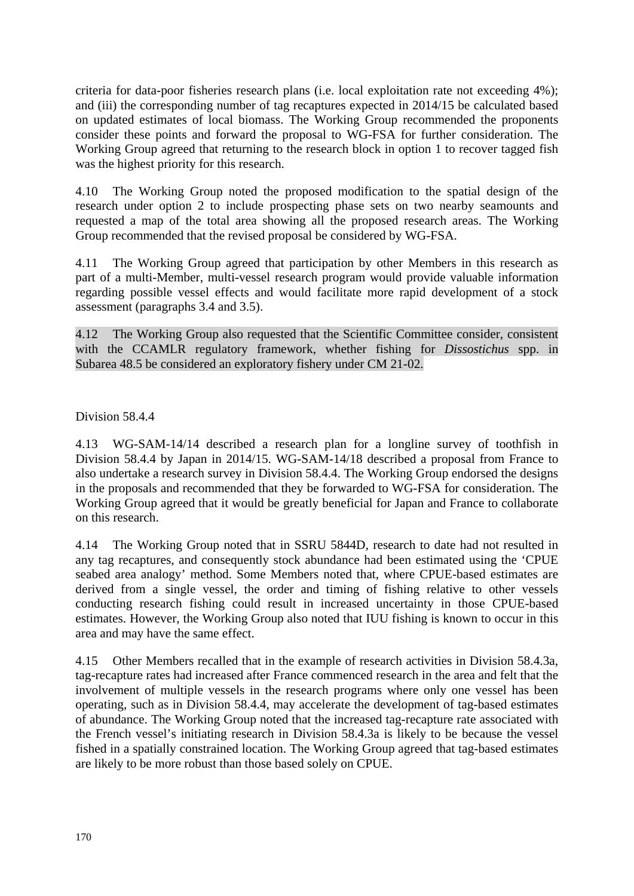criteria for data-poor fisheries research plans (i.e. local exploitation rate not exceeding 4%); and (iii) the corresponding number of tag recaptures expected in 2014/15 be calculated based on updated estimates of local biomass. The Working Group recommended the proponents consider these points and forward the proposal to WG-FSA for further consideration. The Working Group agreed that returning to the research block in option 1 to recover tagged fish was the highest priority for this research.

4.10 The Working Group noted the proposed modification to the spatial design of the research under option 2 to include prospecting phase sets on two nearby seamounts and requested a map of the total area showing all the proposed research areas. The Working Group recommended that the revised proposal be considered by WG-FSA.

4.11 The Working Group agreed that participation by other Members in this research as part of a multi-Member, multi-vessel research program would provide valuable information regarding possible vessel effects and would facilitate more rapid development of a stock assessment (paragraphs 3.4 and 3.5).

4.12 The Working Group also requested that the Scientific Committee consider, consistent with the CCAMLR regulatory framework, whether fishing for *Dissostichus* spp. in Subarea 48.5 be considered an exploratory fishery under CM 21-02.

Division 58.4.4

4.13 WG-SAM-14/14 described a research plan for a longline survey of toothfish in Division 58.4.4 by Japan in 2014/15. WG-SAM-14/18 described a proposal from France to also undertake a research survey in Division 58.4.4. The Working Group endorsed the designs in the proposals and recommended that they be forwarded to WG-FSA for consideration. The Working Group agreed that it would be greatly beneficial for Japan and France to collaborate on this research.

4.14 The Working Group noted that in SSRU 5844D, research to date had not resulted in any tag recaptures, and consequently stock abundance had been estimated using the 'CPUE seabed area analogy' method. Some Members noted that, where CPUE-based estimates are derived from a single vessel, the order and timing of fishing relative to other vessels conducting research fishing could result in increased uncertainty in those CPUE-based estimates. However, the Working Group also noted that IUU fishing is known to occur in this area and may have the same effect.

4.15 Other Members recalled that in the example of research activities in Division 58.4.3a, tag-recapture rates had increased after France commenced research in the area and felt that the involvement of multiple vessels in the research programs where only one vessel has been operating, such as in Division 58.4.4, may accelerate the development of tag-based estimates of abundance. The Working Group noted that the increased tag-recapture rate associated with the French vessel's initiating research in Division 58.4.3a is likely to be because the vessel fished in a spatially constrained location. The Working Group agreed that tag-based estimates are likely to be more robust than those based solely on CPUE.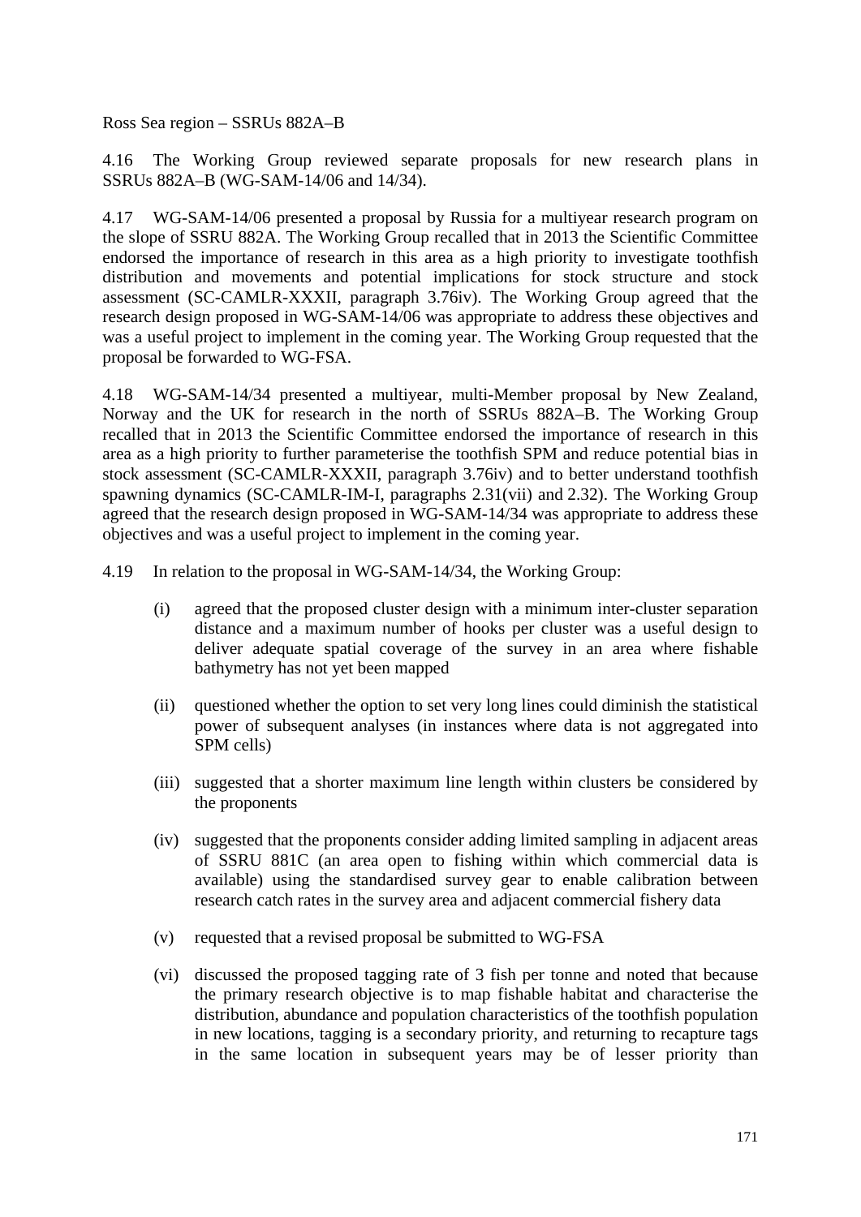Ross Sea region – SSRUs 882A–B

4.16 The Working Group reviewed separate proposals for new research plans in SSRUs 882A–B (WG-SAM-14/06 and 14/34).

4.17 WG-SAM-14/06 presented a proposal by Russia for a multiyear research program on the slope of SSRU 882A. The Working Group recalled that in 2013 the Scientific Committee endorsed the importance of research in this area as a high priority to investigate toothfish distribution and movements and potential implications for stock structure and stock assessment (SC-CAMLR-XXXII, paragraph 3.76iv). The Working Group agreed that the research design proposed in WG-SAM-14/06 was appropriate to address these objectives and was a useful project to implement in the coming year. The Working Group requested that the proposal be forwarded to WG-FSA.

4.18 WG-SAM-14/34 presented a multiyear, multi-Member proposal by New Zealand, Norway and the UK for research in the north of SSRUs 882A–B. The Working Group recalled that in 2013 the Scientific Committee endorsed the importance of research in this area as a high priority to further parameterise the toothfish SPM and reduce potential bias in stock assessment (SC-CAMLR-XXXII, paragraph 3.76iv) and to better understand toothfish spawning dynamics (SC-CAMLR-IM-I, paragraphs 2.31(vii) and 2.32). The Working Group agreed that the research design proposed in WG-SAM-14/34 was appropriate to address these objectives and was a useful project to implement in the coming year.

4.19 In relation to the proposal in WG-SAM-14/34, the Working Group:

(i) agreed that the proposed cluster design with a minimum inter-cluster separation distance and a maximum number of hooks per cluster was a useful design to deliver adequate spatial coverage of the survey in an area where fishable bathymetry has not yet been mapped

(ii) questioned whether the option to set very long lines could diminish the statistical power of subsequent analyses (in instances where data is not aggregated into SPM cells)

(iii) suggested that a shorter maximum line length within clusters be considered by the proponents

(iv) suggested that the proponents consider adding limited sampling in adjacent areas of SSRU 881C (an area open to fishing within which commercial data is available) using the standardised survey gear to enable calibration between research catch rates in the survey area and adjacent commercial fishery data

(v) requested that a revised proposal be submitted to WG-FSA

(vi) discussed the proposed tagging rate of 3 fish per tonne and noted that because the primary research objective is to map fishable habitat and characterise the distribution, abundance and population characteristics of the toothfish population in new locations, tagging is a secondary priority, and returning to recapture tags in the same location in subsequent years may be of lesser priority than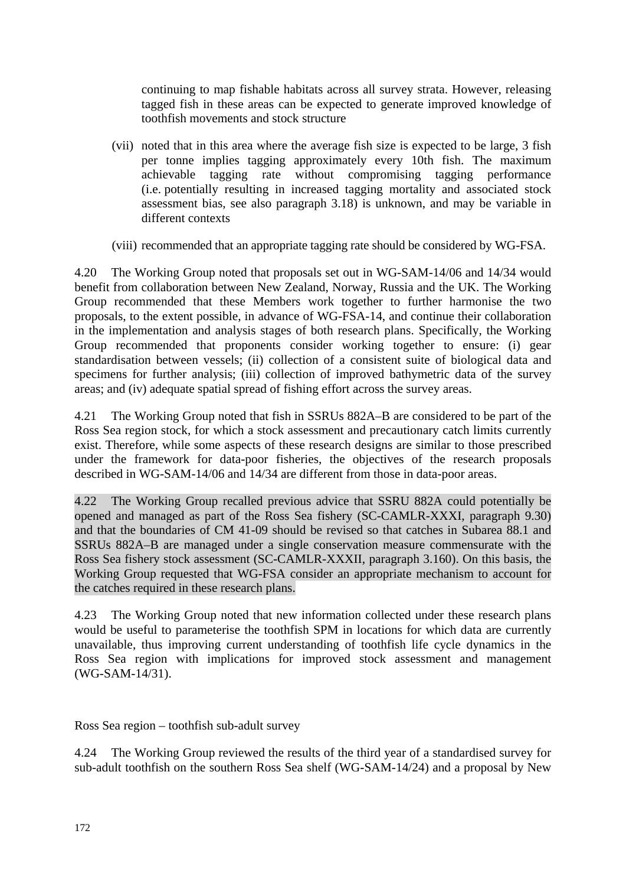continuing to map fishable habitats across all survey strata. However, releasing tagged fish in these areas can be expected to generate improved knowledge of toothfish movements and stock structure

(vii) noted that in this area where the average fish size is expected to be large, 3 fish per tonne implies tagging approximately every 10th fish. The maximum achievable tagging rate without compromising tagging performance (i.e. potentially resulting in increased tagging mortality and associated stock assessment bias, see also paragraph 3.18) is unknown, and may be variable in different contexts

(viii) recommended that an appropriate tagging rate should be considered by WG-FSA.

4.20 The Working Group noted that proposals set out in WG-SAM-14/06 and 14/34 would benefit from collaboration between New Zealand, Norway, Russia and the UK. The Working Group recommended that these Members work together to further harmonise the two proposals, to the extent possible, in advance of WG-FSA-14, and continue their collaboration in the implementation and analysis stages of both research plans. Specifically, the Working Group recommended that proponents consider working together to ensure: (i) gear standardisation between vessels; (ii) collection of a consistent suite of biological data and specimens for further analysis; (iii) collection of improved bathymetric data of the survey areas; and (iv) adequate spatial spread of fishing effort across the survey areas.

4.21 The Working Group noted that fish in SSRUs 882A–B are considered to be part of the Ross Sea region stock, for which a stock assessment and precautionary catch limits currently exist. Therefore, while some aspects of these research designs are similar to those prescribed under the framework for data-poor fisheries, the objectives of the research proposals described in WG-SAM-14/06 and 14/34 are different from those in data-poor areas.

4.22 The Working Group recalled previous advice that SSRU 882A could potentially be opened and managed as part of the Ross Sea fishery (SC-CAMLR-XXXI, paragraph 9.30) and that the boundaries of CM 41-09 should be revised so that catches in Subarea 88.1 and SSRUs 882A–B are managed under a single conservation measure commensurate with the Ross Sea fishery stock assessment (SC-CAMLR-XXXII, paragraph 3.160). On this basis, the Working Group requested that WG-FSA consider an appropriate mechanism to account for the catches required in these research plans.

4.23 The Working Group noted that new information collected under these research plans would be useful to parameterise the toothfish SPM in locations for which data are currently unavailable, thus improving current understanding of toothfish life cycle dynamics in the Ross Sea region with implications for improved stock assessment and management (WG-SAM-14/31).

Ross Sea region – toothfish sub-adult survey

4.24 The Working Group reviewed the results of the third year of a standardised survey for sub-adult toothfish on the southern Ross Sea shelf (WG-SAM-14/24) and a proposal by New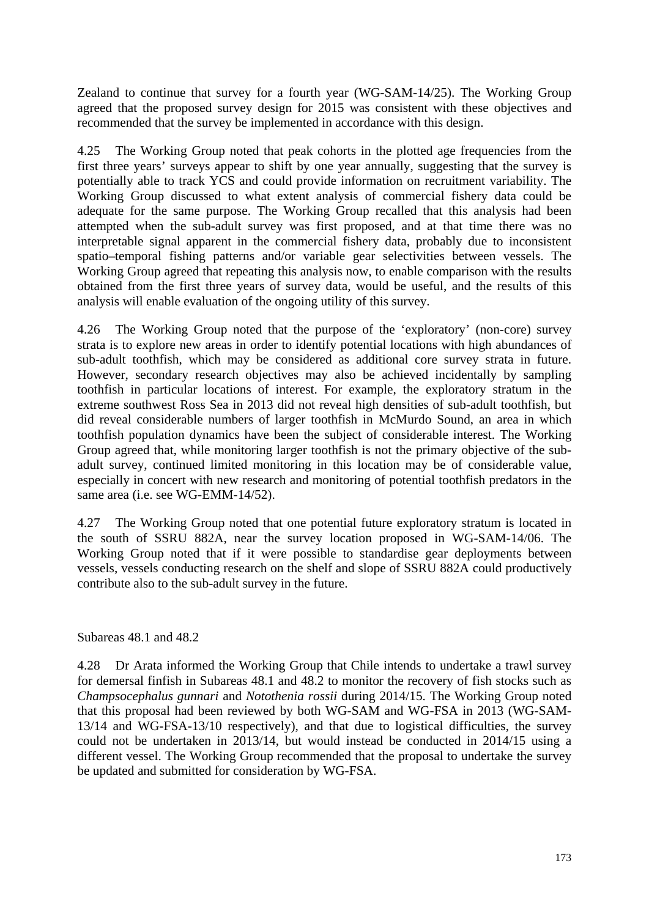Zealand to continue that survey for a fourth year (WG-SAM-14/25). The Working Group agreed that the proposed survey design for 2015 was consistent with these objectives and recommended that the survey be implemented in accordance with this design.

4.25 The Working Group noted that peak cohorts in the plotted age frequencies from the first three years' surveys appear to shift by one year annually, suggesting that the survey is potentially able to track YCS and could provide information on recruitment variability. The Working Group discussed to what extent analysis of commercial fishery data could be adequate for the same purpose. The Working Group recalled that this analysis had been attempted when the sub-adult survey was first proposed, and at that time there was no interpretable signal apparent in the commercial fishery data, probably due to inconsistent spatio–temporal fishing patterns and/or variable gear selectivities between vessels. The Working Group agreed that repeating this analysis now, to enable comparison with the results obtained from the first three years of survey data, would be useful, and the results of this analysis will enable evaluation of the ongoing utility of this survey.

4.26 The Working Group noted that the purpose of the 'exploratory' (non-core) survey strata is to explore new areas in order to identify potential locations with high abundances of sub-adult toothfish, which may be considered as additional core survey strata in future. However, secondary research objectives may also be achieved incidentally by sampling toothfish in particular locations of interest. For example, the exploratory stratum in the extreme southwest Ross Sea in 2013 did not reveal high densities of sub-adult toothfish, but did reveal considerable numbers of larger toothfish in McMurdo Sound, an area in which toothfish population dynamics have been the subject of considerable interest. The Working Group agreed that, while monitoring larger toothfish is not the primary objective of the sub-adult survey, continued limited monitoring in this location may be of considerable value, especially in concert with new research and monitoring of potential toothfish predators in the same area (i.e. see WG-EMM-14/52).

4.27 The Working Group noted that one potential future exploratory stratum is located in the south of SSRU 882A, near the survey location proposed in WG-SAM-14/06. The Working Group noted that if it were possible to standardise gear deployments between vessels, vessels conducting research on the shelf and slope of SSRU 882A could productively contribute also to the sub-adult survey in the future.

Subareas 48.1 and 48.2

4.28 Dr Arata informed the Working Group that Chile intends to undertake a trawl survey for demersal finfish in Subareas 48.1 and 48.2 to monitor the recovery of fish stocks such as *Champsocephalus gunnari* and *Notothenia rossii* during 2014/15. The Working Group noted that this proposal had been reviewed by both WG-SAM and WG-FSA in 2013 (WG-SAM-13/14 and WG-FSA-13/10 respectively), and that due to logistical difficulties, the survey could not be undertaken in 2013/14, but would instead be conducted in 2014/15 using a different vessel. The Working Group recommended that the proposal to undertake the survey be updated and submitted for consideration by WG-FSA.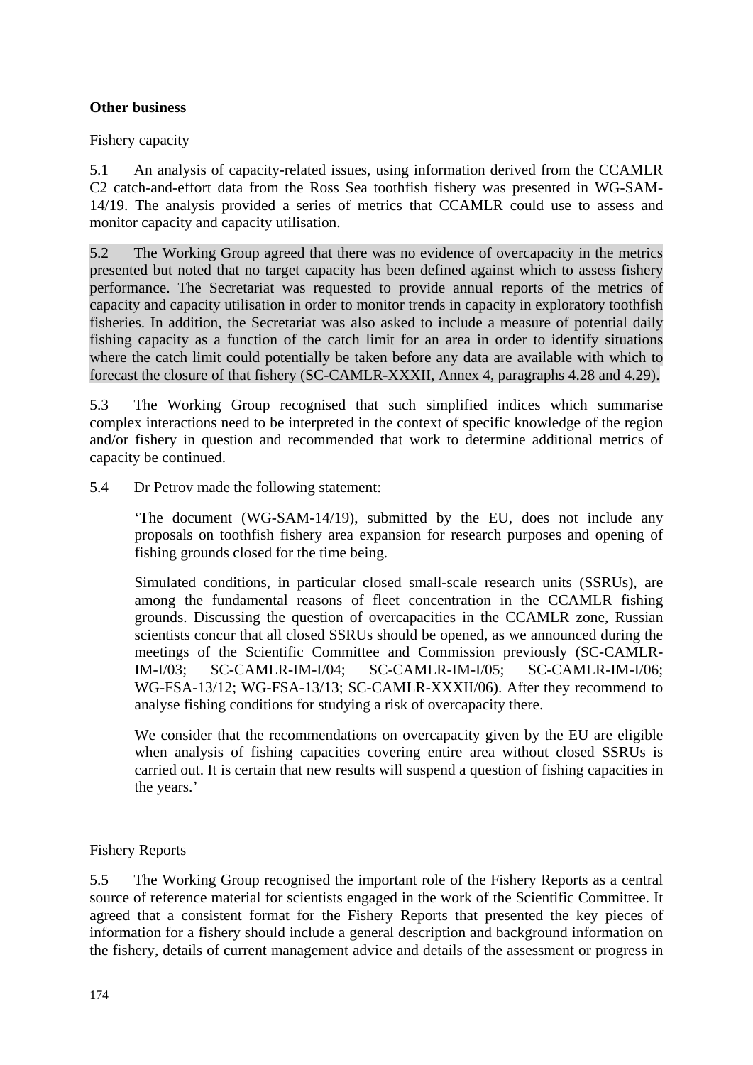## Other business

Fishery capacity

5.1 An analysis of capacity-related issues, using information derived from the CCAMLR C2 catch-and-effort data from the Ross Sea toothfish fishery was presented in WG-SAM-14/19. The analysis provided a series of metrics that CCAMLR could use to assess and monitor capacity and capacity utilisation.

5.2 The Working Group agreed that there was no evidence of overcapacity in the metrics presented but noted that no target capacity has been defined against which to assess fishery performance. The Secretariat was requested to provide annual reports of the metrics of capacity and capacity utilisation in order to monitor trends in capacity in exploratory toothfish fisheries. In addition, the Secretariat was also asked to include a measure of potential daily fishing capacity as a function of the catch limit for an area in order to identify situations where the catch limit could potentially be taken before any data are available with which to forecast the closure of that fishery (SC-CAMLR-XXXII, Annex 4, paragraphs 4.28 and 4.29).

5.3 The Working Group recognised that such simplified indices which summarise complex interactions need to be interpreted in the context of specific knowledge of the region and/or fishery in question and recommended that work to determine additional metrics of capacity be continued.

5.4 Dr Petrov made the following statement:

> 'The document (WG-SAM-14/19), submitted by the EU, does not include any proposals on toothfish fishery area expansion for research purposes and opening of fishing grounds closed for the time being.
>
> Simulated conditions, in particular closed small-scale research units (SSRUs), are among the fundamental reasons of fleet concentration in the CCAMLR fishing grounds. Discussing the question of overcapacities in the CCAMLR zone, Russian scientists concur that all closed SSRUs should be opened, as we announced during the meetings of the Scientific Committee and Commission previously (SC-CAMLR-IM-I/03; SC-CAMLR-IM-I/04; SC-CAMLR-IM-I/05; SC-CAMLR-IM-I/06; WG-FSA-13/12; WG-FSA-13/13; SC-CAMLR-XXXII/06). After they recommend to analyse fishing conditions for studying a risk of overcapacity there.
>
> We consider that the recommendations on overcapacity given by the EU are eligible when analysis of fishing capacities covering entire area without closed SSRUs is carried out. It is certain that new results will suspend a question of fishing capacities in the years.'

Fishery Reports

5.5 The Working Group recognised the important role of the Fishery Reports as a central source of reference material for scientists engaged in the work of the Scientific Committee. It agreed that a consistent format for the Fishery Reports that presented the key pieces of information for a fishery should include a general description and background information on the fishery, details of current management advice and details of the assessment or progress in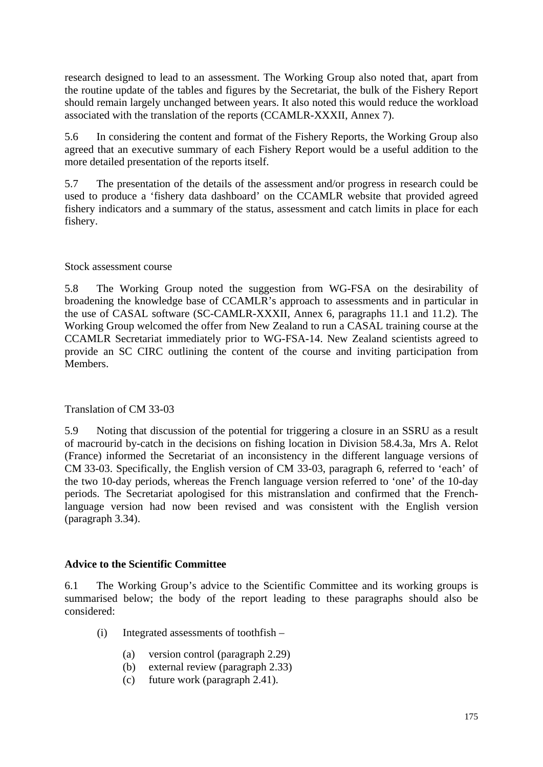research designed to lead to an assessment. The Working Group also noted that, apart from the routine update of the tables and figures by the Secretariat, the bulk of the Fishery Report should remain largely unchanged between years. It also noted this would reduce the workload associated with the translation of the reports (CCAMLR-XXXII, Annex 7).

5.6 In considering the content and format of the Fishery Reports, the Working Group also agreed that an executive summary of each Fishery Report would be a useful addition to the more detailed presentation of the reports itself.

5.7 The presentation of the details of the assessment and/or progress in research could be used to produce a 'fishery data dashboard' on the CCAMLR website that provided agreed fishery indicators and a summary of the status, assessment and catch limits in place for each fishery.

### Stock assessment course

5.8 The Working Group noted the suggestion from WG-FSA on the desirability of broadening the knowledge base of CCAMLR's approach to assessments and in particular in the use of CASAL software (SC-CAMLR-XXXII, Annex 6, paragraphs 11.1 and 11.2). The Working Group welcomed the offer from New Zealand to run a CASAL training course at the CCAMLR Secretariat immediately prior to WG-FSA-14. New Zealand scientists agreed to provide an SC CIRC outlining the content of the course and inviting participation from Members.

### Translation of CM 33-03

5.9 Noting that discussion of the potential for triggering a closure in an SSRU as a result of macrourid by-catch in the decisions on fishing location in Division 58.4.3a, Mrs A. Relot (France) informed the Secretariat of an inconsistency in the different language versions of CM 33-03. Specifically, the English version of CM 33-03, paragraph 6, referred to 'each' of the two 10-day periods, whereas the French language version referred to 'one' of the 10-day periods. The Secretariat apologised for this mistranslation and confirmed that the French-language version had now been revised and was consistent with the English version (paragraph 3.34).

## Advice to the Scientific Committee

6.1 The Working Group's advice to the Scientific Committee and its working groups is summarised below; the body of the report leading to these paragraphs should also be considered:

- (i) Integrated assessments of toothfish –
  - (a) version control (paragraph 2.29)
  - (b) external review (paragraph 2.33)
  - (c) future work (paragraph 2.41).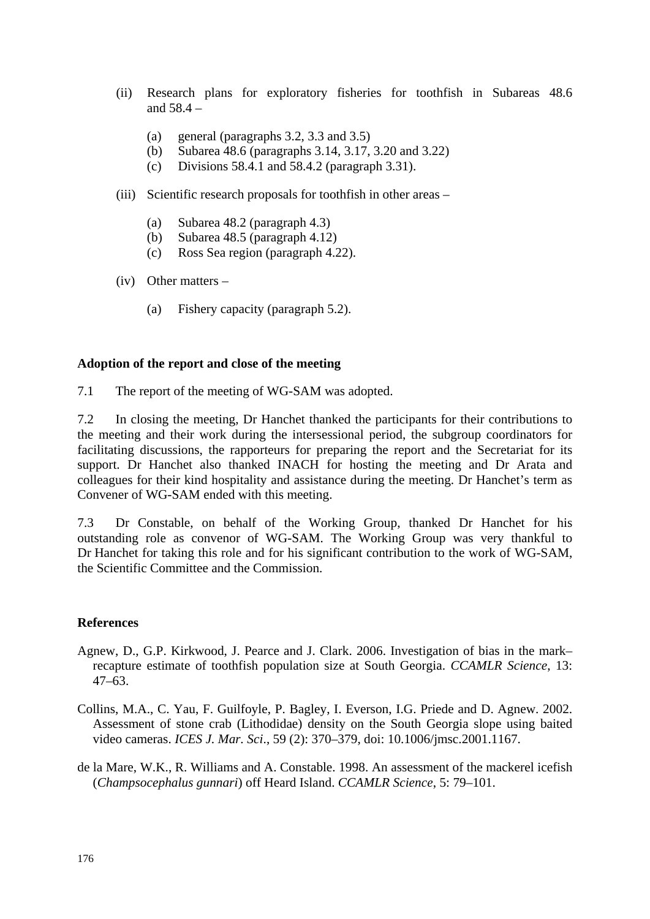(ii) Research plans for exploratory fisheries for toothfish in Subareas 48.6 and 58.4 –

   (a) general (paragraphs 3.2, 3.3 and 3.5)
   (b) Subarea 48.6 (paragraphs 3.14, 3.17, 3.20 and 3.22)
   (c) Divisions 58.4.1 and 58.4.2 (paragraph 3.31).

(iii) Scientific research proposals for toothfish in other areas –

   (a) Subarea 48.2 (paragraph 4.3)
   (b) Subarea 48.5 (paragraph 4.12)
   (c) Ross Sea region (paragraph 4.22).

(iv) Other matters –

   (a) Fishery capacity (paragraph 5.2).

**Adoption of the report and close of the meeting**

7.1 The report of the meeting of WG-SAM was adopted.

7.2 In closing the meeting, Dr Hanchet thanked the participants for their contributions to the meeting and their work during the intersessional period, the subgroup coordinators for facilitating discussions, the rapporteurs for preparing the report and the Secretariat for its support. Dr Hanchet also thanked INACH for hosting the meeting and Dr Arata and colleagues for their kind hospitality and assistance during the meeting. Dr Hanchet's term as Convener of WG-SAM ended with this meeting.

7.3 Dr Constable, on behalf of the Working Group, thanked Dr Hanchet for his outstanding role as convenor of WG-SAM. The Working Group was very thankful to Dr Hanchet for taking this role and for his significant contribution to the work of WG-SAM, the Scientific Committee and the Commission.

**References**

Agnew, D., G.P. Kirkwood, J. Pearce and J. Clark. 2006. Investigation of bias in the mark–recapture estimate of toothfish population size at South Georgia. *CCAMLR Science*, 13: 47–63.

Collins, M.A., C. Yau, F. Guilfoyle, P. Bagley, I. Everson, I.G. Priede and D. Agnew. 2002. Assessment of stone crab (Lithodidae) density on the South Georgia slope using baited video cameras. *ICES J. Mar. Sci*., 59 (2): 370–379, doi: 10.1006/jmsc.2001.1167.

de la Mare, W.K., R. Williams and A. Constable. 1998. An assessment of the mackerel icefish (*Champsocephalus gunnari*) off Heard Island. *CCAMLR Science*, 5: 79–101.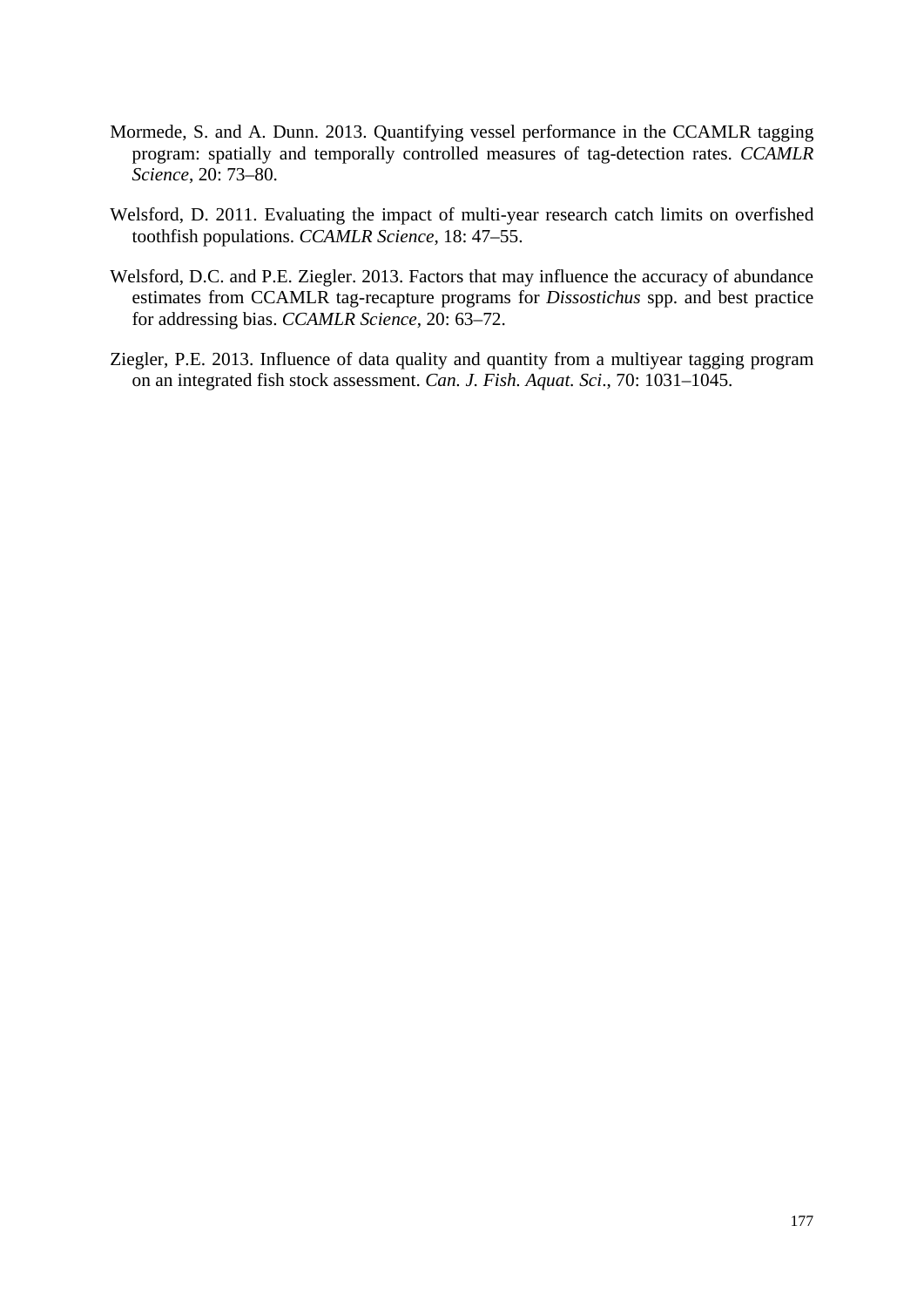Mormede, S. and A. Dunn. 2013. Quantifying vessel performance in the CCAMLR tagging program: spatially and temporally controlled measures of tag-detection rates. *CCAMLR Science*, 20: 73–80.

Welsford, D. 2011. Evaluating the impact of multi-year research catch limits on overfished toothfish populations. *CCAMLR Science*, 18: 47–55.

Welsford, D.C. and P.E. Ziegler. 2013. Factors that may influence the accuracy of abundance estimates from CCAMLR tag-recapture programs for *Dissostichus* spp. and best practice for addressing bias. *CCAMLR Science*, 20: 63–72.

Ziegler, P.E. 2013. Influence of data quality and quantity from a multiyear tagging program on an integrated fish stock assessment. *Can. J. Fish. Aquat. Sci*., 70: 1031–1045.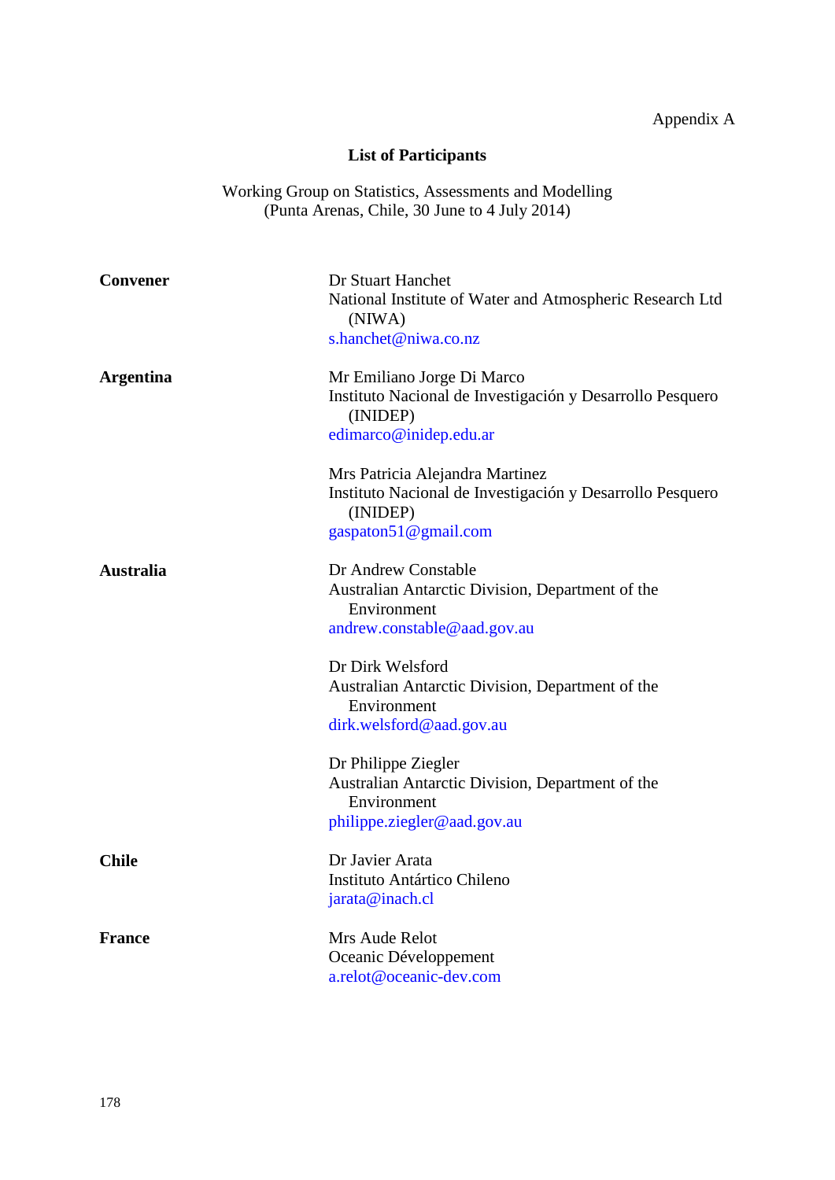Appendix A

## List of Participants

Working Group on Statistics, Assessments and Modelling
(Punta Arenas, Chile, 30 June to 4 July 2014)

| | |
|---|---|
| **Convener** | Dr Stuart Hanchet<br>National Institute of Water and Atmospheric Research Ltd (NIWA)<br>s.hanchet@niwa.co.nz |
| **Argentina** | Mr Emiliano Jorge Di Marco<br>Instituto Nacional de Investigación y Desarrollo Pesquero (INIDEP)<br>edimarco@inidep.edu.ar |
| | Mrs Patricia Alejandra Martinez<br>Instituto Nacional de Investigación y Desarrollo Pesquero (INIDEP)<br>gaspaton51@gmail.com |
| **Australia** | Dr Andrew Constable<br>Australian Antarctic Division, Department of the Environment<br>andrew.constable@aad.gov.au |
| | Dr Dirk Welsford<br>Australian Antarctic Division, Department of the Environment<br>dirk.welsford@aad.gov.au |
| | Dr Philippe Ziegler<br>Australian Antarctic Division, Department of the Environment<br>philippe.ziegler@aad.gov.au |
| **Chile** | Dr Javier Arata<br>Instituto Antártico Chileno<br>jarata@inach.cl |
| **France** | Mrs Aude Relot<br>Oceanic Développement<br>a.relot@oceanic-dev.com |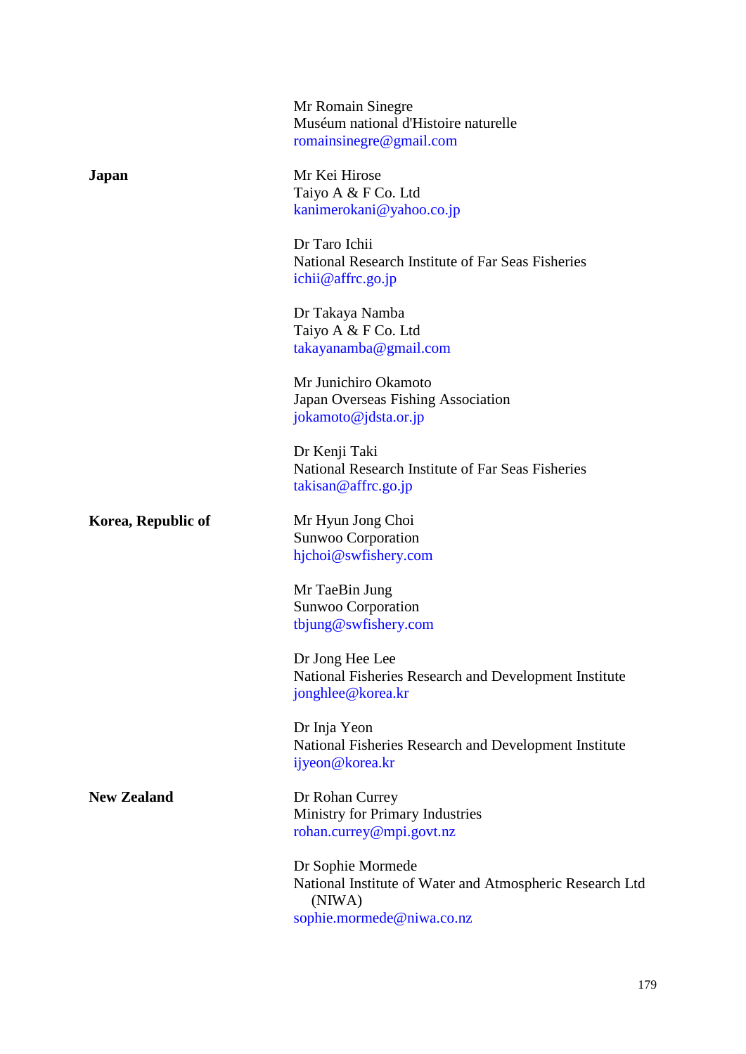Mr Romain Sinegre
Muséum national d'Histoire naturelle
romainsinegre@gmail.com

**Japan**

Mr Kei Hirose
Taiyo A & F Co. Ltd
kanimerokani@yahoo.co.jp

Dr Taro Ichii
National Research Institute of Far Seas Fisheries
ichii@affrc.go.jp

Dr Takaya Namba
Taiyo A & F Co. Ltd
takayanamba@gmail.com

Mr Junichiro Okamoto
Japan Overseas Fishing Association
jokamoto@jdsta.or.jp

Dr Kenji Taki
National Research Institute of Far Seas Fisheries
takisan@affrc.go.jp

**Korea, Republic of**

Mr Hyun Jong Choi
Sunwoo Corporation
hjchoi@swfishery.com

Mr TaeBin Jung
Sunwoo Corporation
tbjung@swfishery.com

Dr Jong Hee Lee
National Fisheries Research and Development Institute
jonghlee@korea.kr

Dr Inja Yeon
National Fisheries Research and Development Institute
ijyeon@korea.kr

**New Zealand**

Dr Rohan Currey
Ministry for Primary Industries
rohan.currey@mpi.govt.nz

Dr Sophie Mormede
National Institute of Water and Atmospheric Research Ltd (NIWA)
sophie.mormede@niwa.co.nz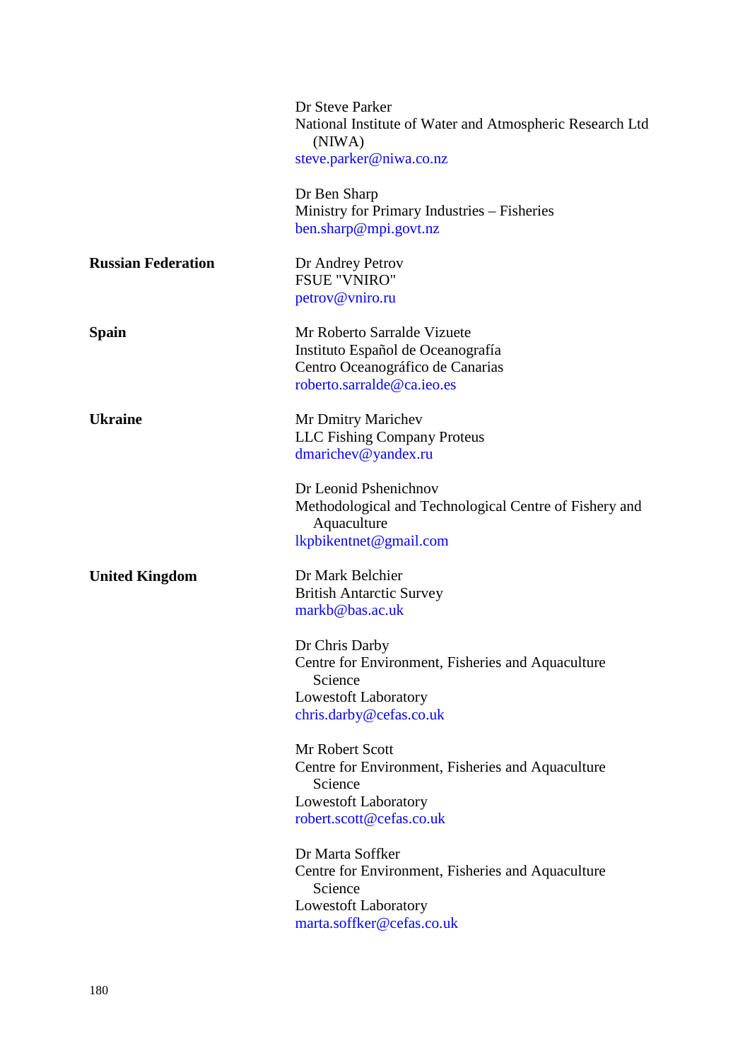| | |
|---|---|
| | Dr Steve Parker<br>National Institute of Water and Atmospheric Research Ltd (NIWA)<br>steve.parker@niwa.co.nz |
| | Dr Ben Sharp<br>Ministry for Primary Industries – Fisheries<br>ben.sharp@mpi.govt.nz |
| **Russian Federation** | Dr Andrey Petrov<br>FSUE "VNIRO"<br>petrov@vniro.ru |
| **Spain** | Mr Roberto Sarralde Vizuete<br>Instituto Español de Oceanografía<br>Centro Oceanográfico de Canarias<br>roberto.sarralde@ca.ieo.es |
| **Ukraine** | Mr Dmitry Marichev<br>LLC Fishing Company Proteus<br>dmarichev@yandex.ru |
| | Dr Leonid Pshenichnov<br>Methodological and Technological Centre of Fishery and Aquaculture<br>lkpbikentnet@gmail.com |
| **United Kingdom** | Dr Mark Belchier<br>British Antarctic Survey<br>markb@bas.ac.uk |
| | Dr Chris Darby<br>Centre for Environment, Fisheries and Aquaculture Science<br>Lowestoft Laboratory<br>chris.darby@cefas.co.uk |
| | Mr Robert Scott<br>Centre for Environment, Fisheries and Aquaculture Science<br>Lowestoft Laboratory<br>robert.scott@cefas.co.uk |
| | Dr Marta Soffker<br>Centre for Environment, Fisheries and Aquaculture Science<br>Lowestoft Laboratory<br>marta.soffker@cefas.co.uk |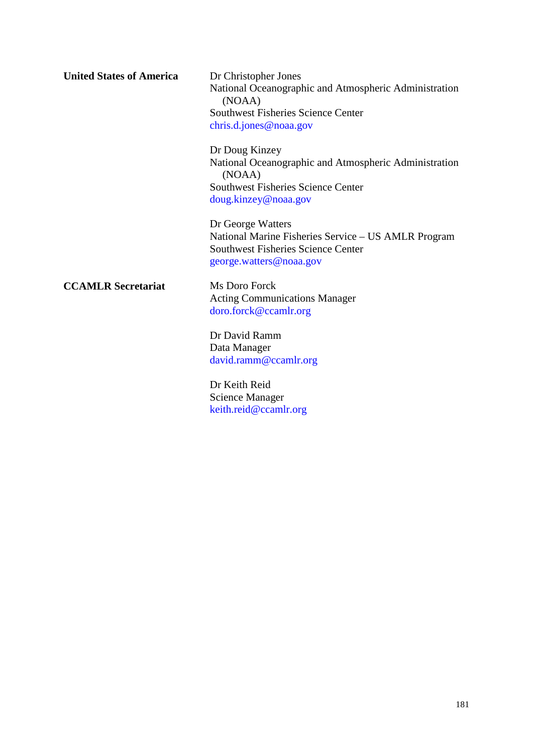| | |
|---|---|
| **United States of America** | Dr Christopher Jones<br>National Oceanographic and Atmospheric Administration (NOAA)<br>Southwest Fisheries Science Center<br>chris.d.jones@noaa.gov |
| | Dr Doug Kinzey<br>National Oceanographic and Atmospheric Administration (NOAA)<br>Southwest Fisheries Science Center<br>doug.kinzey@noaa.gov |
| | Dr George Watters<br>National Marine Fisheries Service – US AMLR Program<br>Southwest Fisheries Science Center<br>george.watters@noaa.gov |
| **CCAMLR Secretariat** | Ms Doro Forck<br>Acting Communications Manager<br>doro.forck@ccamlr.org |
| | Dr David Ramm<br>Data Manager<br>david.ramm@ccamlr.org |
| | Dr Keith Reid<br>Science Manager<br>keith.reid@ccamlr.org |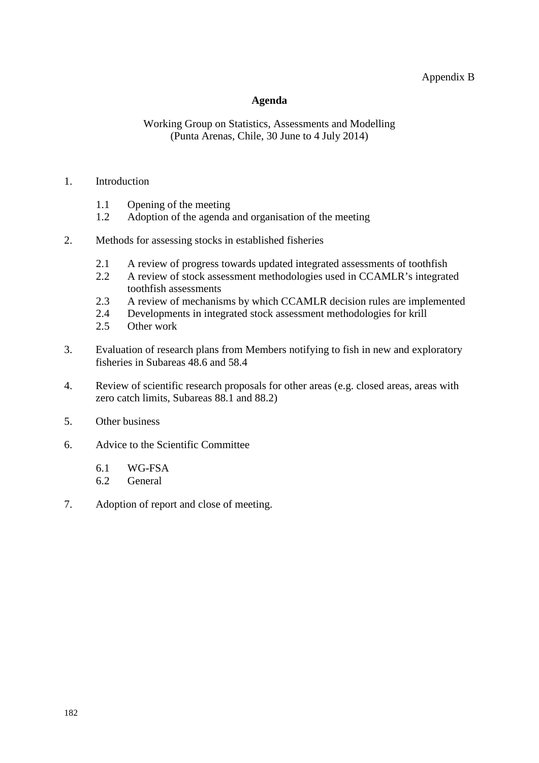Appendix B

# Agenda

Working Group on Statistics, Assessments and Modelling
(Punta Arenas, Chile, 30 June to 4 July 2014)

1. Introduction

    1.1 Opening of the meeting
    1.2 Adoption of the agenda and organisation of the meeting

2. Methods for assessing stocks in established fisheries

    2.1 A review of progress towards updated integrated assessments of toothfish
    2.2 A review of stock assessment methodologies used in CCAMLR's integrated toothfish assessments
    2.3 A review of mechanisms by which CCAMLR decision rules are implemented
    2.4 Developments in integrated stock assessment methodologies for krill
    2.5 Other work

3. Evaluation of research plans from Members notifying to fish in new and exploratory fisheries in Subareas 48.6 and 58.4

4. Review of scientific research proposals for other areas (e.g. closed areas, areas with zero catch limits, Subareas 88.1 and 88.2)

5. Other business

6. Advice to the Scientific Committee

    6.1 WG-FSA
    6.2 General

7. Adoption of report and close of meeting.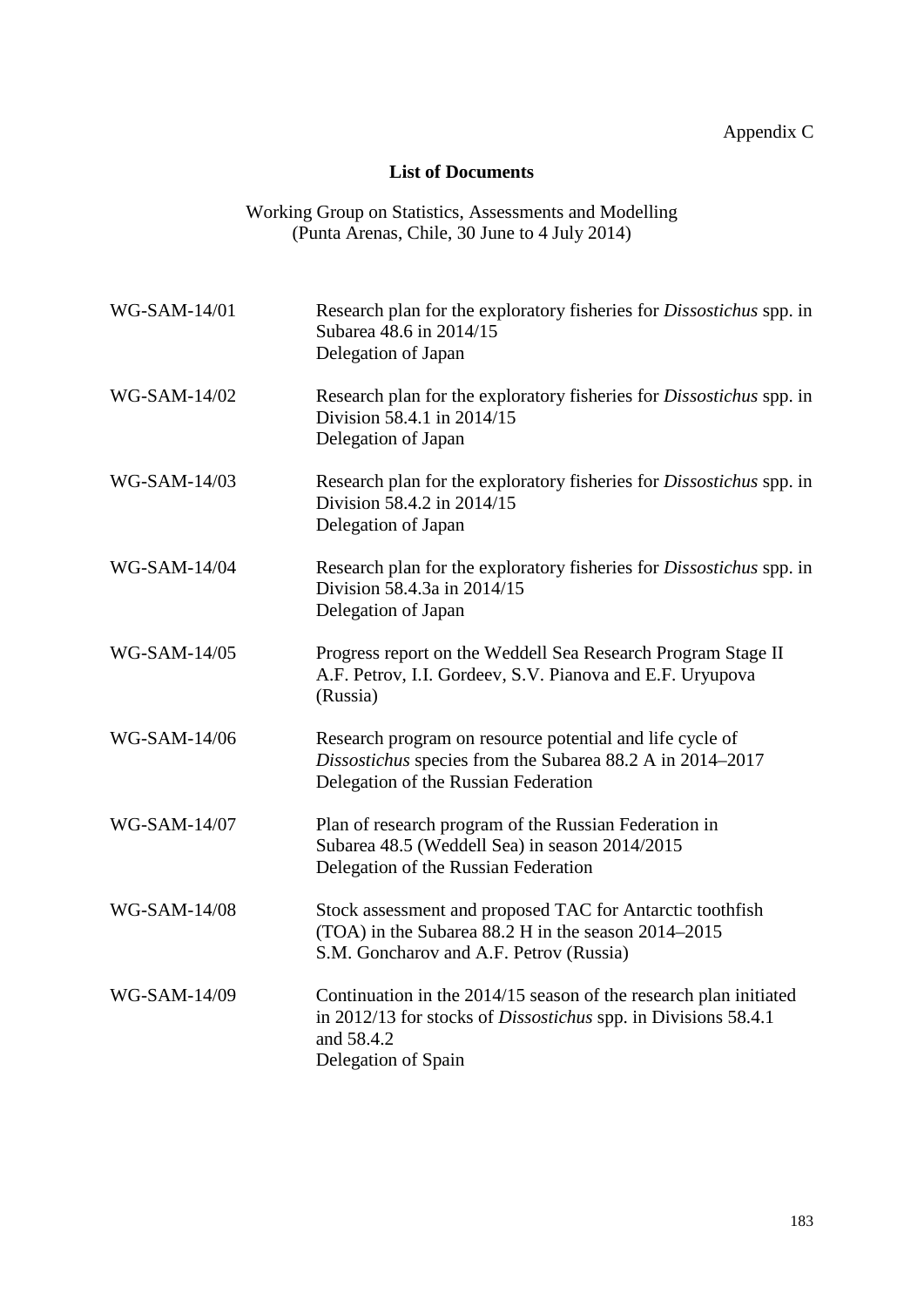Appendix C

## List of Documents

Working Group on Statistics, Assessments and Modelling
(Punta Arenas, Chile, 30 June to 4 July 2014)

| | |
|---|---|
| WG-SAM-14/01 | Research plan for the exploratory fisheries for *Dissostichus* spp. in Subarea 48.6 in 2014/15<br>Delegation of Japan |
| WG-SAM-14/02 | Research plan for the exploratory fisheries for *Dissostichus* spp. in Division 58.4.1 in 2014/15<br>Delegation of Japan |
| WG-SAM-14/03 | Research plan for the exploratory fisheries for *Dissostichus* spp. in Division 58.4.2 in 2014/15<br>Delegation of Japan |
| WG-SAM-14/04 | Research plan for the exploratory fisheries for *Dissostichus* spp. in Division 58.4.3a in 2014/15<br>Delegation of Japan |
| WG-SAM-14/05 | Progress report on the Weddell Sea Research Program Stage II<br>A.F. Petrov, I.I. Gordeev, S.V. Pianova and E.F. Uryupova (Russia) |
| WG-SAM-14/06 | Research program on resource potential and life cycle of *Dissostichus* species from the Subarea 88.2 A in 2014–2017<br>Delegation of the Russian Federation |
| WG-SAM-14/07 | Plan of research program of the Russian Federation in Subarea 48.5 (Weddell Sea) in season 2014/2015<br>Delegation of the Russian Federation |
| WG-SAM-14/08 | Stock assessment and proposed TAC for Antarctic toothfish (TOA) in the Subarea 88.2 H in the season 2014–2015<br>S.M. Goncharov and A.F. Petrov (Russia) |
| WG-SAM-14/09 | Continuation in the 2014/15 season of the research plan initiated in 2012/13 for stocks of *Dissostichus* spp. in Divisions 58.4.1 and 58.4.2<br>Delegation of Spain |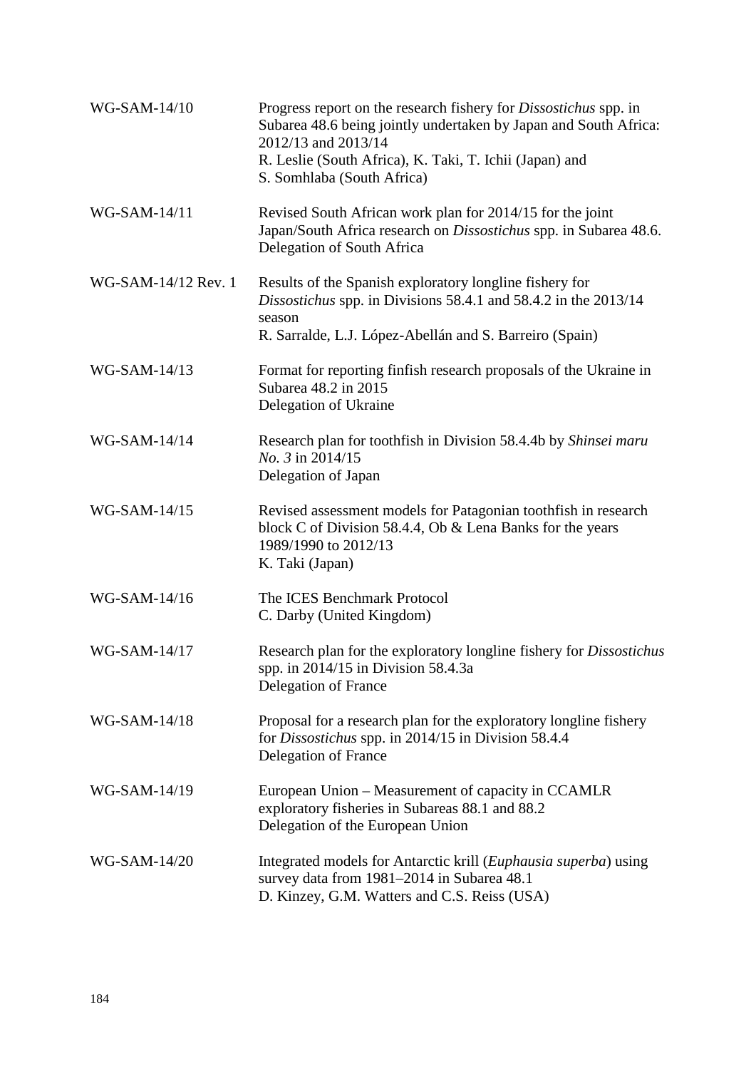| | |
|---|---|
| WG-SAM-14/10 | Progress report on the research fishery for *Dissostichus* spp. in Subarea 48.6 being jointly undertaken by Japan and South Africa: 2012/13 and 2013/14<br>R. Leslie (South Africa), K. Taki, T. Ichii (Japan) and S. Somhlaba (South Africa) |
| WG-SAM-14/11 | Revised South African work plan for 2014/15 for the joint Japan/South Africa research on *Dissostichus* spp. in Subarea 48.6.<br>Delegation of South Africa |
| WG-SAM-14/12 Rev. 1 | Results of the Spanish exploratory longline fishery for *Dissostichus* spp. in Divisions 58.4.1 and 58.4.2 in the 2013/14 season<br>R. Sarralde, L.J. López-Abellán and S. Barreiro (Spain) |
| WG-SAM-14/13 | Format for reporting finfish research proposals of the Ukraine in Subarea 48.2 in 2015<br>Delegation of Ukraine |
| WG-SAM-14/14 | Research plan for toothfish in Division 58.4.4b by *Shinsei maru No. 3* in 2014/15<br>Delegation of Japan |
| WG-SAM-14/15 | Revised assessment models for Patagonian toothfish in research block C of Division 58.4.4, Ob & Lena Banks for the years 1989/1990 to 2012/13<br>K. Taki (Japan) |
| WG-SAM-14/16 | The ICES Benchmark Protocol<br>C. Darby (United Kingdom) |
| WG-SAM-14/17 | Research plan for the exploratory longline fishery for *Dissostichus* spp. in 2014/15 in Division 58.4.3a<br>Delegation of France |
| WG-SAM-14/18 | Proposal for a research plan for the exploratory longline fishery for *Dissostichus* spp. in 2014/15 in Division 58.4.4<br>Delegation of France |
| WG-SAM-14/19 | European Union – Measurement of capacity in CCAMLR exploratory fisheries in Subareas 88.1 and 88.2<br>Delegation of the European Union |
| WG-SAM-14/20 | Integrated models for Antarctic krill (*Euphausia superba*) using survey data from 1981–2014 in Subarea 48.1<br>D. Kinzey, G.M. Watters and C.S. Reiss (USA) |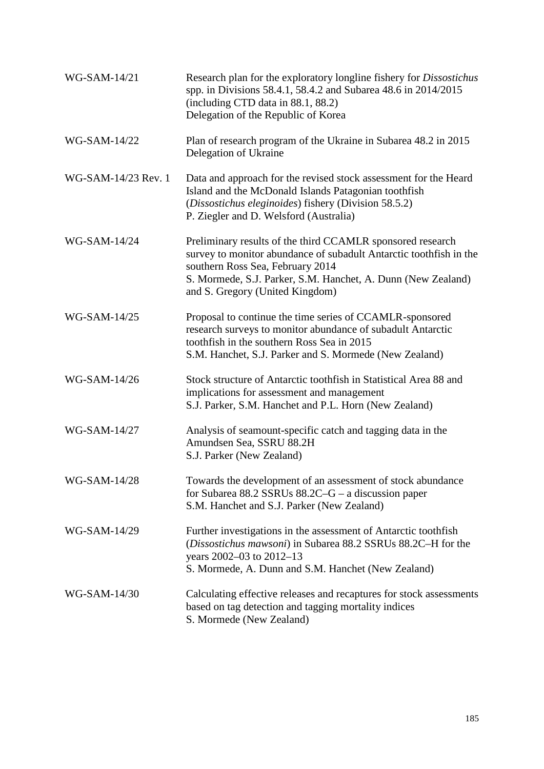| | |
|---|---|
| WG-SAM-14/21 | Research plan for the exploratory longline fishery for *Dissostichus* spp. in Divisions 58.4.1, 58.4.2 and Subarea 48.6 in 2014/2015 (including CTD data in 88.1, 88.2)<br>Delegation of the Republic of Korea |
| WG-SAM-14/22 | Plan of research program of the Ukraine in Subarea 48.2 in 2015<br>Delegation of Ukraine |
| WG-SAM-14/23 Rev. 1 | Data and approach for the revised stock assessment for the Heard Island and the McDonald Islands Patagonian toothfish (*Dissostichus eleginoides*) fishery (Division 58.5.2)<br>P. Ziegler and D. Welsford (Australia) |
| WG-SAM-14/24 | Preliminary results of the third CCAMLR sponsored research survey to monitor abundance of subadult Antarctic toothfish in the southern Ross Sea, February 2014<br>S. Mormede, S.J. Parker, S.M. Hanchet, A. Dunn (New Zealand) and S. Gregory (United Kingdom) |
| WG-SAM-14/25 | Proposal to continue the time series of CCAMLR-sponsored research surveys to monitor abundance of subadult Antarctic toothfish in the southern Ross Sea in 2015<br>S.M. Hanchet, S.J. Parker and S. Mormede (New Zealand) |
| WG-SAM-14/26 | Stock structure of Antarctic toothfish in Statistical Area 88 and implications for assessment and management<br>S.J. Parker, S.M. Hanchet and P.L. Horn (New Zealand) |
| WG-SAM-14/27 | Analysis of seamount-specific catch and tagging data in the Amundsen Sea, SSRU 88.2H<br>S.J. Parker (New Zealand) |
| WG-SAM-14/28 | Towards the development of an assessment of stock abundance for Subarea 88.2 SSRUs 88.2C–G – a discussion paper<br>S.M. Hanchet and S.J. Parker (New Zealand) |
| WG-SAM-14/29 | Further investigations in the assessment of Antarctic toothfish (*Dissostichus mawsoni*) in Subarea 88.2 SSRUs 88.2C–H for the years 2002–03 to 2012–13<br>S. Mormede, A. Dunn and S.M. Hanchet (New Zealand) |
| WG-SAM-14/30 | Calculating effective releases and recaptures for stock assessments based on tag detection and tagging mortality indices<br>S. Mormede (New Zealand) |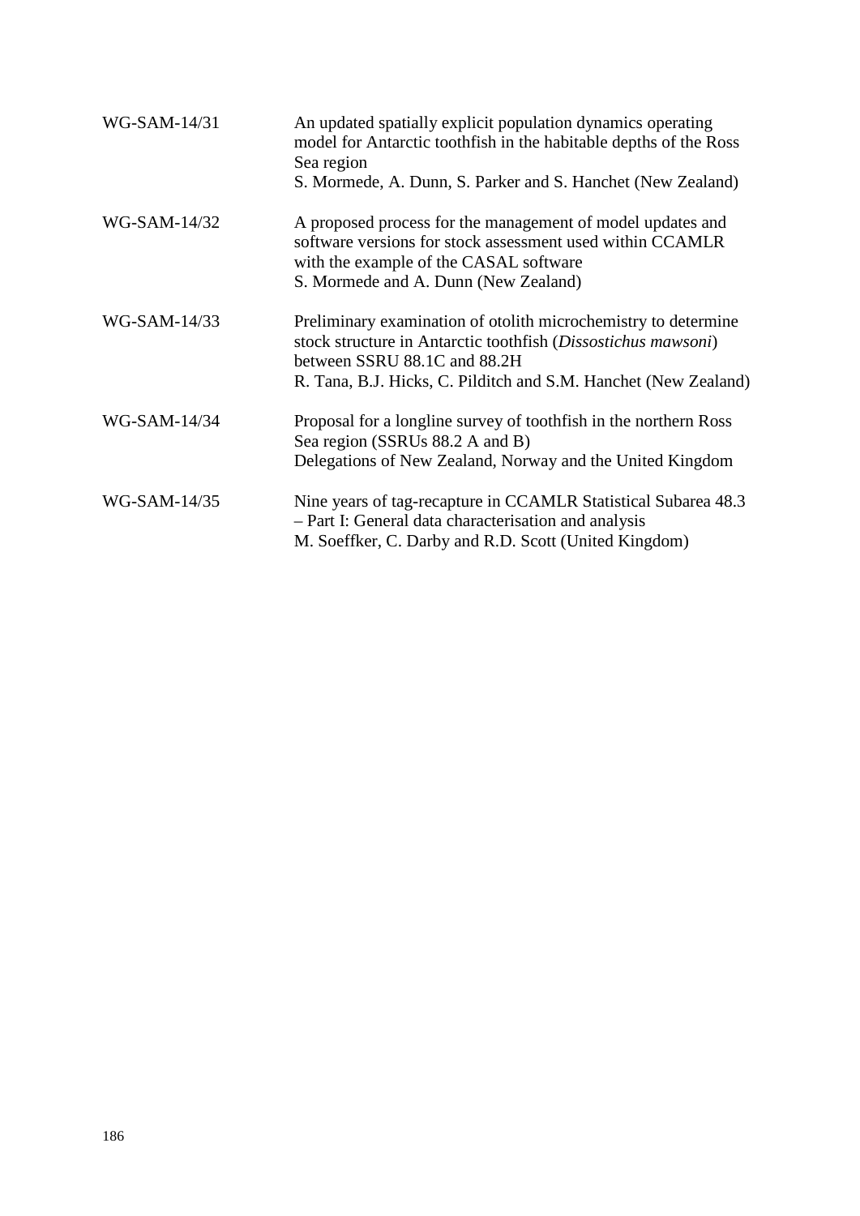| | |
|---|---|
| WG-SAM-14/31 | An updated spatially explicit population dynamics operating model for Antarctic toothfish in the habitable depths of the Ross Sea region<br>S. Mormede, A. Dunn, S. Parker and S. Hanchet (New Zealand) |
| WG-SAM-14/32 | A proposed process for the management of model updates and software versions for stock assessment used within CCAMLR with the example of the CASAL software<br>S. Mormede and A. Dunn (New Zealand) |
| WG-SAM-14/33 | Preliminary examination of otolith microchemistry to determine stock structure in Antarctic toothfish (*Dissostichus mawsoni*) between SSRU 88.1C and 88.2H<br>R. Tana, B.J. Hicks, C. Pilditch and S.M. Hanchet (New Zealand) |
| WG-SAM-14/34 | Proposal for a longline survey of toothfish in the northern Ross Sea region (SSRUs 88.2 A and B)<br>Delegations of New Zealand, Norway and the United Kingdom |
| WG-SAM-14/35 | Nine years of tag-recapture in CCAMLR Statistical Subarea 48.3 – Part I: General data characterisation and analysis<br>M. Soeffker, C. Darby and R.D. Scott (United Kingdom) |